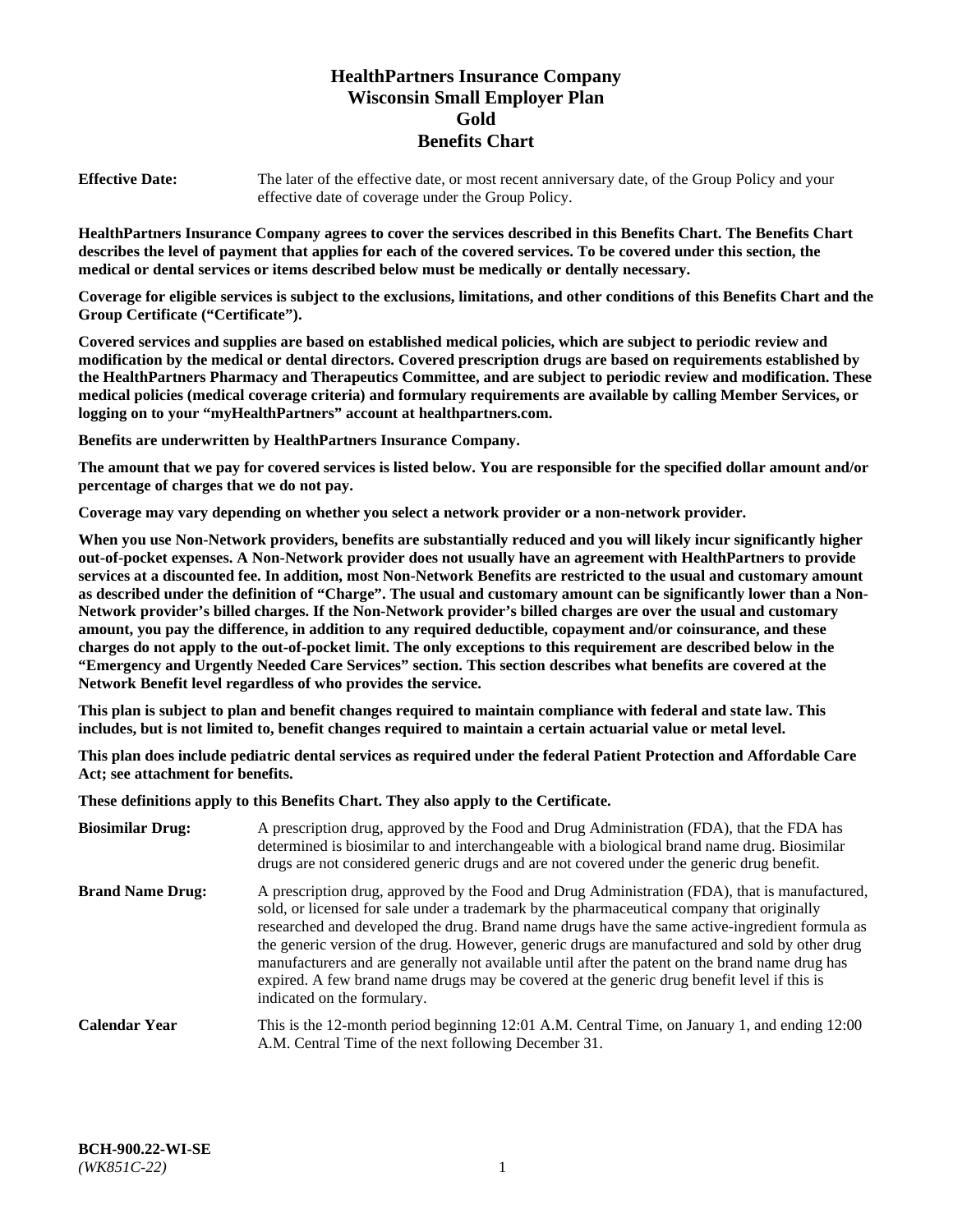# HealthPartners Insurance Company
# Wisconsin Small Employer Plan
# Gold
# Benefits Chart

**Effective Date:** The later of the effective date, or most recent anniversary date, of the Group Policy and your effective date of coverage under the Group Policy.

**HealthPartners Insurance Company agrees to cover the services described in this Benefits Chart. The Benefits Chart describes the level of payment that applies for each of the covered services. To be covered under this section, the medical or dental services or items described below must be medically or dentally necessary.**

**Coverage for eligible services is subject to the exclusions, limitations, and other conditions of this Benefits Chart and the Group Certificate ("Certificate").**

**Covered services and supplies are based on established medical policies, which are subject to periodic review and modification by the medical or dental directors. Covered prescription drugs are based on requirements established by the HealthPartners Pharmacy and Therapeutics Committee, and are subject to periodic review and modification. These medical policies (medical coverage criteria) and formulary requirements are available by calling Member Services, or logging on to your "myHealthPartners" account at healthpartners.com.**

**Benefits are underwritten by HealthPartners Insurance Company.**

**The amount that we pay for covered services is listed below. You are responsible for the specified dollar amount and/or percentage of charges that we do not pay.**

**Coverage may vary depending on whether you select a network provider or a non-network provider.**

**When you use Non-Network providers, benefits are substantially reduced and you will likely incur significantly higher out-of-pocket expenses. A Non-Network provider does not usually have an agreement with HealthPartners to provide services at a discounted fee. In addition, most Non-Network Benefits are restricted to the usual and customary amount as described under the definition of "Charge". The usual and customary amount can be significantly lower than a Non-Network provider's billed charges. If the Non-Network provider's billed charges are over the usual and customary amount, you pay the difference, in addition to any required deductible, copayment and/or coinsurance, and these charges do not apply to the out-of-pocket limit. The only exceptions to this requirement are described below in the "Emergency and Urgently Needed Care Services" section. This section describes what benefits are covered at the Network Benefit level regardless of who provides the service.**

**This plan is subject to plan and benefit changes required to maintain compliance with federal and state law. This includes, but is not limited to, benefit changes required to maintain a certain actuarial value or metal level.**

**This plan does include pediatric dental services as required under the federal Patient Protection and Affordable Care Act; see attachment for benefits.**

**These definitions apply to this Benefits Chart. They also apply to the Certificate.**

**Biosimilar Drug:** A prescription drug, approved by the Food and Drug Administration (FDA), that the FDA has determined is biosimilar to and interchangeable with a biological brand name drug. Biosimilar drugs are not considered generic drugs and are not covered under the generic drug benefit.

**Brand Name Drug:** A prescription drug, approved by the Food and Drug Administration (FDA), that is manufactured, sold, or licensed for sale under a trademark by the pharmaceutical company that originally researched and developed the drug. Brand name drugs have the same active-ingredient formula as the generic version of the drug. However, generic drugs are manufactured and sold by other drug manufacturers and are generally not available until after the patent on the brand name drug has expired. A few brand name drugs may be covered at the generic drug benefit level if this is indicated on the formulary.

**Calendar Year** This is the 12-month period beginning 12:01 A.M. Central Time, on January 1, and ending 12:00 A.M. Central Time of the next following December 31.

**BCH-900.22-WI-SE**
*(WK851C-22)*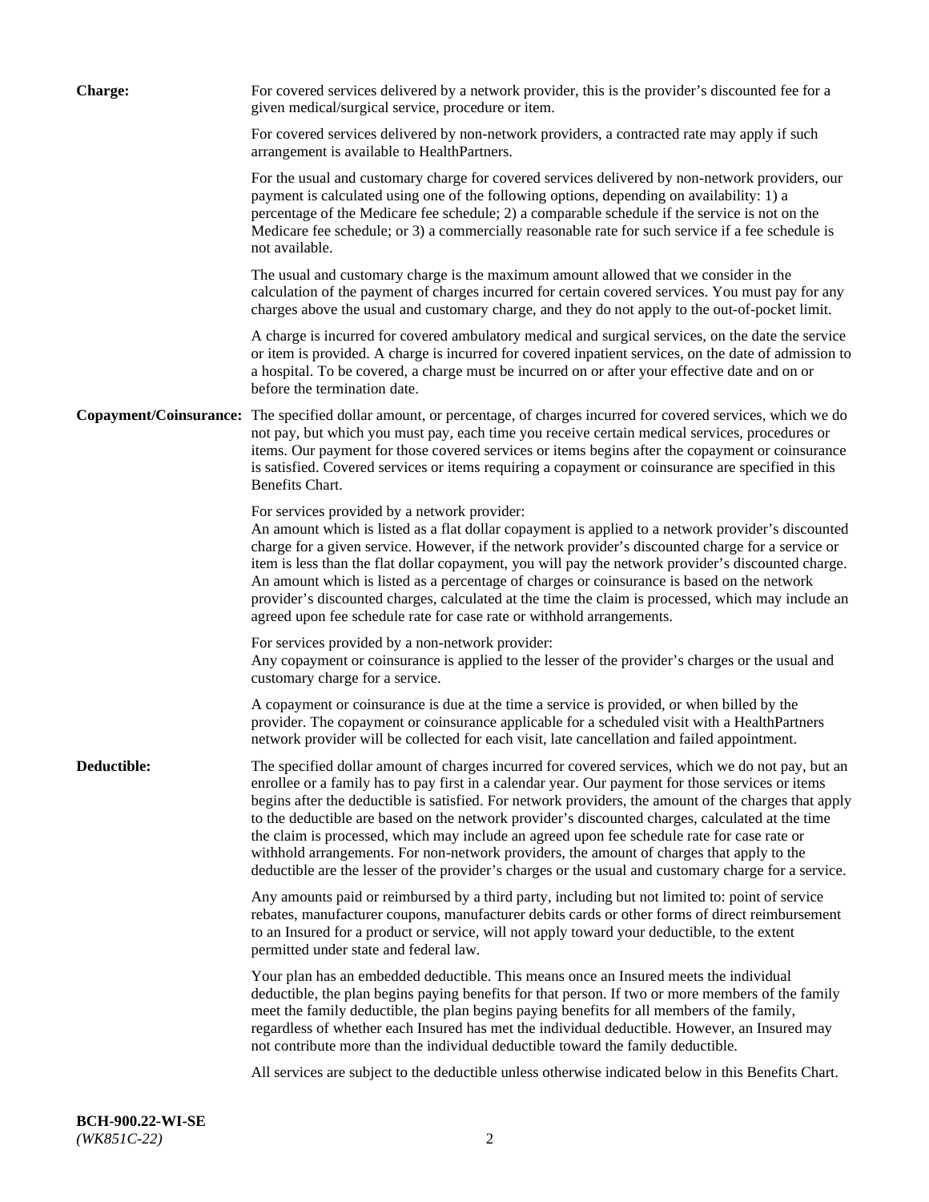**Charge:** For covered services delivered by a network provider, this is the provider's discounted fee for a given medical/surgical service, procedure or item.

For covered services delivered by non-network providers, a contracted rate may apply if such arrangement is available to HealthPartners.

For the usual and customary charge for covered services delivered by non-network providers, our payment is calculated using one of the following options, depending on availability: 1) a percentage of the Medicare fee schedule; 2) a comparable schedule if the service is not on the Medicare fee schedule; or 3) a commercially reasonable rate for such service if a fee schedule is not available.

The usual and customary charge is the maximum amount allowed that we consider in the calculation of the payment of charges incurred for certain covered services. You must pay for any charges above the usual and customary charge, and they do not apply to the out-of-pocket limit.

A charge is incurred for covered ambulatory medical and surgical services, on the date the service or item is provided. A charge is incurred for covered inpatient services, on the date of admission to a hospital. To be covered, a charge must be incurred on or after your effective date and on or before the termination date.

**Copayment/Coinsurance:** The specified dollar amount, or percentage, of charges incurred for covered services, which we do not pay, but which you must pay, each time you receive certain medical services, procedures or items. Our payment for those covered services or items begins after the copayment or coinsurance is satisfied. Covered services or items requiring a copayment or coinsurance are specified in this Benefits Chart.

For services provided by a network provider:
An amount which is listed as a flat dollar copayment is applied to a network provider's discounted charge for a given service. However, if the network provider's discounted charge for a service or item is less than the flat dollar copayment, you will pay the network provider's discounted charge. An amount which is listed as a percentage of charges or coinsurance is based on the network provider's discounted charges, calculated at the time the claim is processed, which may include an agreed upon fee schedule rate for case rate or withhold arrangements.

For services provided by a non-network provider:
Any copayment or coinsurance is applied to the lesser of the provider's charges or the usual and customary charge for a service.

A copayment or coinsurance is due at the time a service is provided, or when billed by the provider. The copayment or coinsurance applicable for a scheduled visit with a HealthPartners network provider will be collected for each visit, late cancellation and failed appointment.

**Deductible:** The specified dollar amount of charges incurred for covered services, which we do not pay, but an enrollee or a family has to pay first in a calendar year. Our payment for those services or items begins after the deductible is satisfied. For network providers, the amount of the charges that apply to the deductible are based on the network provider's discounted charges, calculated at the time the claim is processed, which may include an agreed upon fee schedule rate for case rate or withhold arrangements. For non-network providers, the amount of charges that apply to the deductible are the lesser of the provider's charges or the usual and customary charge for a service.

Any amounts paid or reimbursed by a third party, including but not limited to: point of service rebates, manufacturer coupons, manufacturer debits cards or other forms of direct reimbursement to an Insured for a product or service, will not apply toward your deductible, to the extent permitted under state and federal law.

Your plan has an embedded deductible. This means once an Insured meets the individual deductible, the plan begins paying benefits for that person. If two or more members of the family meet the family deductible, the plan begins paying benefits for all members of the family, regardless of whether each Insured has met the individual deductible. However, an Insured may not contribute more than the individual deductible toward the family deductible.

All services are subject to the deductible unless otherwise indicated below in this Benefits Chart.

**BCH-900.22-WI-SE**
*(WK851C-22)*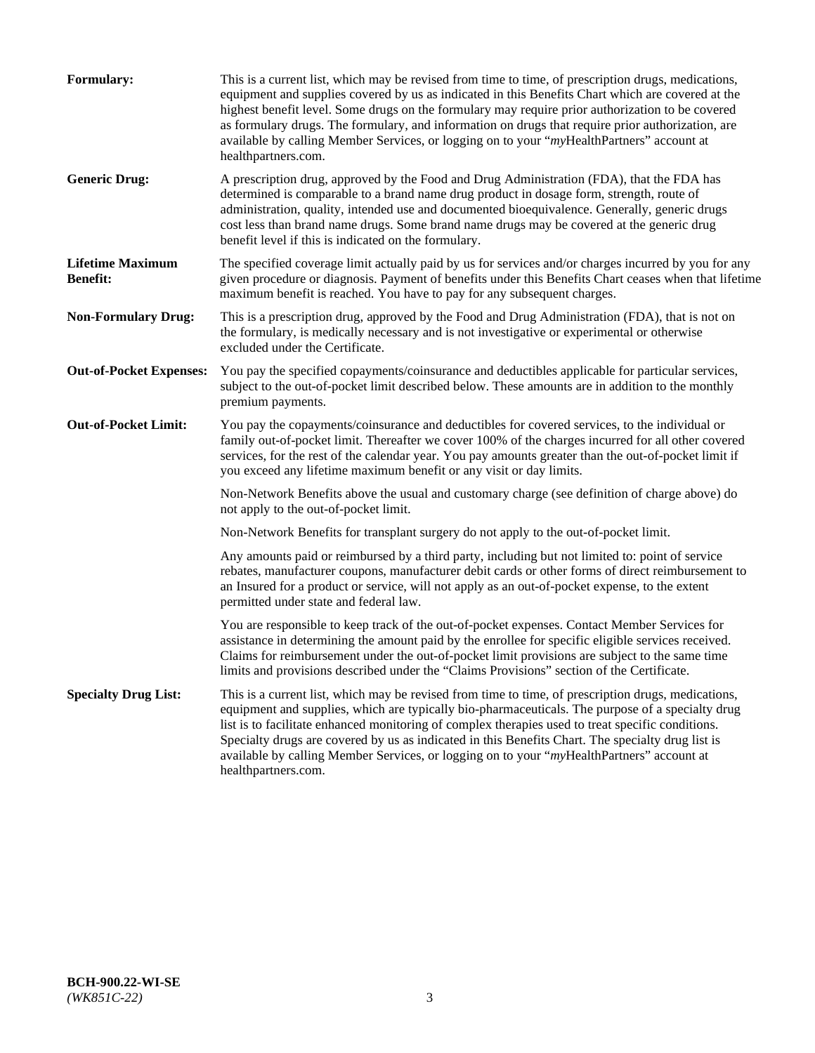**Formulary:** This is a current list, which may be revised from time to time, of prescription drugs, medications, equipment and supplies covered by us as indicated in this Benefits Chart which are covered at the highest benefit level. Some drugs on the formulary may require prior authorization to be covered as formulary drugs. The formulary, and information on drugs that require prior authorization, are available by calling Member Services, or logging on to your "*my*HealthPartners" account at healthpartners.com.

**Generic Drug:** A prescription drug, approved by the Food and Drug Administration (FDA), that the FDA has determined is comparable to a brand name drug product in dosage form, strength, route of administration, quality, intended use and documented bioequivalence. Generally, generic drugs cost less than brand name drugs. Some brand name drugs may be covered at the generic drug benefit level if this is indicated on the formulary.

**Lifetime Maximum Benefit:** The specified coverage limit actually paid by us for services and/or charges incurred by you for any given procedure or diagnosis. Payment of benefits under this Benefits Chart ceases when that lifetime maximum benefit is reached. You have to pay for any subsequent charges.

**Non-Formulary Drug:** This is a prescription drug, approved by the Food and Drug Administration (FDA), that is not on the formulary, is medically necessary and is not investigative or experimental or otherwise excluded under the Certificate.

**Out-of-Pocket Expenses:** You pay the specified copayments/coinsurance and deductibles applicable for particular services, subject to the out-of-pocket limit described below. These amounts are in addition to the monthly premium payments.

**Out-of-Pocket Limit:** You pay the copayments/coinsurance and deductibles for covered services, to the individual or family out-of-pocket limit. Thereafter we cover 100% of the charges incurred for all other covered services, for the rest of the calendar year. You pay amounts greater than the out-of-pocket limit if you exceed any lifetime maximum benefit or any visit or day limits.

Non-Network Benefits above the usual and customary charge (see definition of charge above) do not apply to the out-of-pocket limit.

Non-Network Benefits for transplant surgery do not apply to the out-of-pocket limit.

Any amounts paid or reimbursed by a third party, including but not limited to: point of service rebates, manufacturer coupons, manufacturer debit cards or other forms of direct reimbursement to an Insured for a product or service, will not apply as an out-of-pocket expense, to the extent permitted under state and federal law.

You are responsible to keep track of the out-of-pocket expenses. Contact Member Services for assistance in determining the amount paid by the enrollee for specific eligible services received. Claims for reimbursement under the out-of-pocket limit provisions are subject to the same time limits and provisions described under the "Claims Provisions" section of the Certificate.

**Specialty Drug List:** This is a current list, which may be revised from time to time, of prescription drugs, medications, equipment and supplies, which are typically bio-pharmaceuticals. The purpose of a specialty drug list is to facilitate enhanced monitoring of complex therapies used to treat specific conditions. Specialty drugs are covered by us as indicated in this Benefits Chart. The specialty drug list is available by calling Member Services, or logging on to your "*my*HealthPartners" account at healthpartners.com.

**BCH-900.22-WI-SE**
*(WK851C-22)*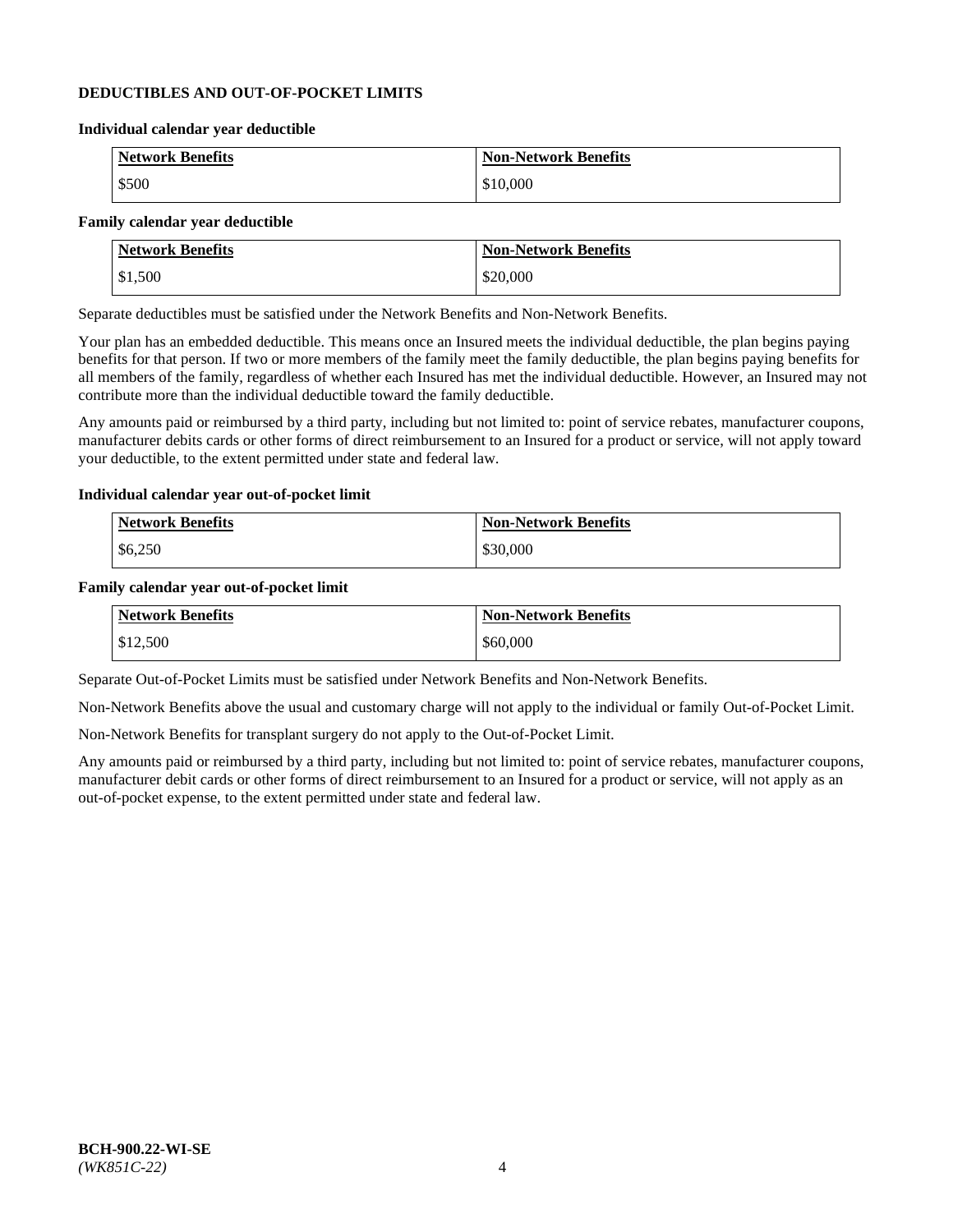## DEDUCTIBLES AND OUT-OF-POCKET LIMITS

**Individual calendar year deductible**

| Network Benefits | Non-Network Benefits |
|---|---|
| $500 | $10,000 |

**Family calendar year deductible**

| Network Benefits | Non-Network Benefits |
|---|---|
| $1,500 | $20,000 |

Separate deductibles must be satisfied under the Network Benefits and Non-Network Benefits.

Your plan has an embedded deductible. This means once an Insured meets the individual deductible, the plan begins paying benefits for that person. If two or more members of the family meet the family deductible, the plan begins paying benefits for all members of the family, regardless of whether each Insured has met the individual deductible. However, an Insured may not contribute more than the individual deductible toward the family deductible.

Any amounts paid or reimbursed by a third party, including but not limited to: point of service rebates, manufacturer coupons, manufacturer debits cards or other forms of direct reimbursement to an Insured for a product or service, will not apply toward your deductible, to the extent permitted under state and federal law.

**Individual calendar year out-of-pocket limit**

| Network Benefits | Non-Network Benefits |
|---|---|
| $6,250 | $30,000 |

**Family calendar year out-of-pocket limit**

| Network Benefits | Non-Network Benefits |
|---|---|
| $12,500 | $60,000 |

Separate Out-of-Pocket Limits must be satisfied under Network Benefits and Non-Network Benefits.

Non-Network Benefits above the usual and customary charge will not apply to the individual or family Out-of-Pocket Limit.

Non-Network Benefits for transplant surgery do not apply to the Out-of-Pocket Limit.

Any amounts paid or reimbursed by a third party, including but not limited to: point of service rebates, manufacturer coupons, manufacturer debit cards or other forms of direct reimbursement to an Insured for a product or service, will not apply as an out-of-pocket expense, to the extent permitted under state and federal law.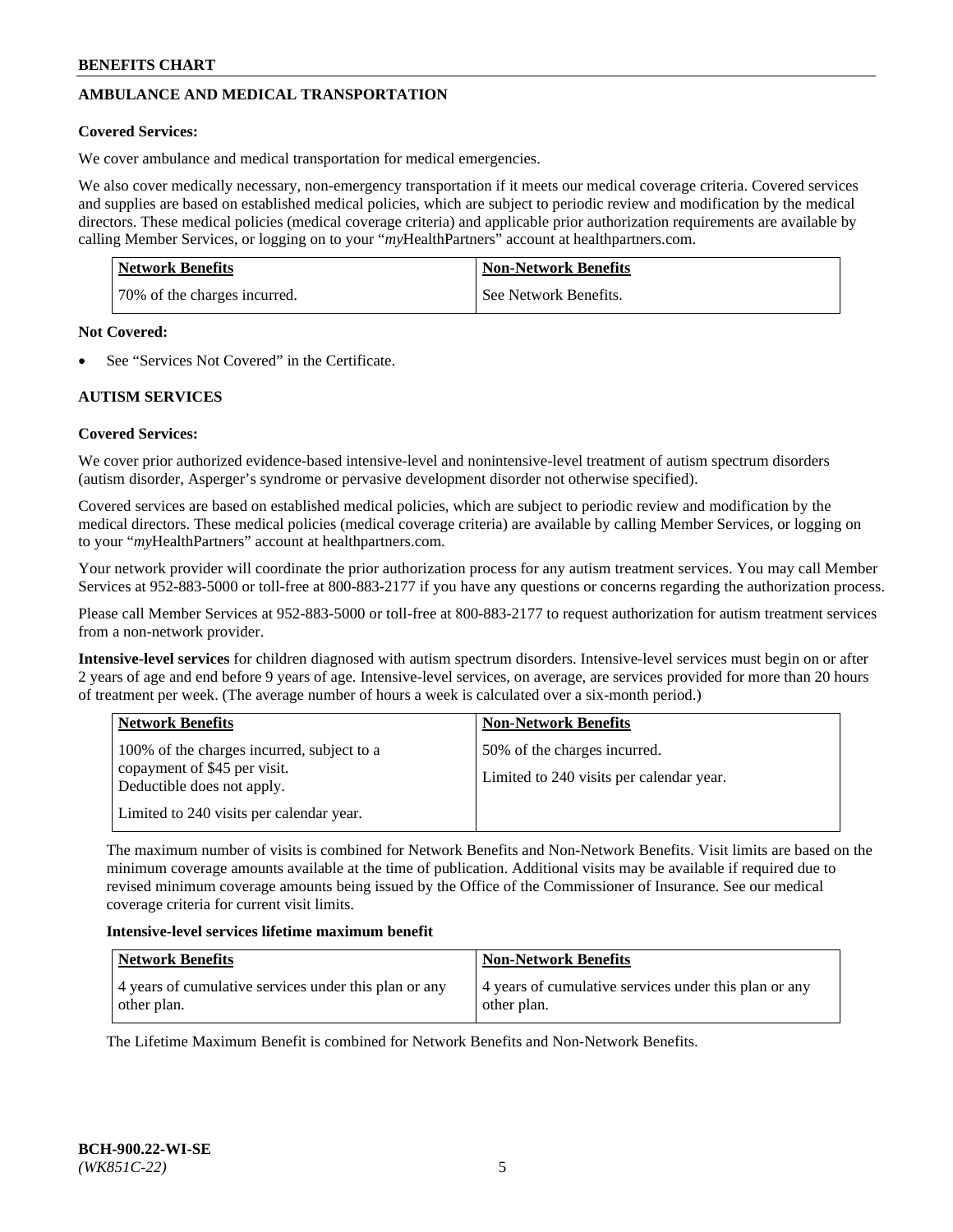## AMBULANCE AND MEDICAL TRANSPORTATION

**Covered Services:**

We cover ambulance and medical transportation for medical emergencies.

We also cover medically necessary, non-emergency transportation if it meets our medical coverage criteria. Covered services and supplies are based on established medical policies, which are subject to periodic review and modification by the medical directors. These medical policies (medical coverage criteria) and applicable prior authorization requirements are available by calling Member Services, or logging on to your "*my*HealthPartners" account at healthpartners.com.

| Network Benefits | Non-Network Benefits |
| --- | --- |
| 70% of the charges incurred. | See Network Benefits. |

**Not Covered:**

- See "Services Not Covered" in the Certificate.

## AUTISM SERVICES

**Covered Services:**

We cover prior authorized evidence-based intensive-level and nonintensive-level treatment of autism spectrum disorders (autism disorder, Asperger's syndrome or pervasive development disorder not otherwise specified).

Covered services are based on established medical policies, which are subject to periodic review and modification by the medical directors. These medical policies (medical coverage criteria) are available by calling Member Services, or logging on to your "*my*HealthPartners" account at healthpartners.com.

Your network provider will coordinate the prior authorization process for any autism treatment services. You may call Member Services at 952-883-5000 or toll-free at 800-883-2177 if you have any questions or concerns regarding the authorization process.

Please call Member Services at 952-883-5000 or toll-free at 800-883-2177 to request authorization for autism treatment services from a non-network provider.

**Intensive-level services** for children diagnosed with autism spectrum disorders. Intensive-level services must begin on or after 2 years of age and end before 9 years of age. Intensive-level services, on average, are services provided for more than 20 hours of treatment per week. (The average number of hours a week is calculated over a six-month period.)

| Network Benefits | Non-Network Benefits |
| --- | --- |
| 100% of the charges incurred, subject to a copayment of $45 per visit. Deductible does not apply.<br><br>Limited to 240 visits per calendar year. | 50% of the charges incurred.<br><br>Limited to 240 visits per calendar year. |

The maximum number of visits is combined for Network Benefits and Non-Network Benefits. Visit limits are based on the minimum coverage amounts available at the time of publication. Additional visits may be available if required due to revised minimum coverage amounts being issued by the Office of the Commissioner of Insurance. See our medical coverage criteria for current visit limits.

**Intensive-level services lifetime maximum benefit**

| Network Benefits | Non-Network Benefits |
| --- | --- |
| 4 years of cumulative services under this plan or any other plan. | 4 years of cumulative services under this plan or any other plan. |

The Lifetime Maximum Benefit is combined for Network Benefits and Non-Network Benefits.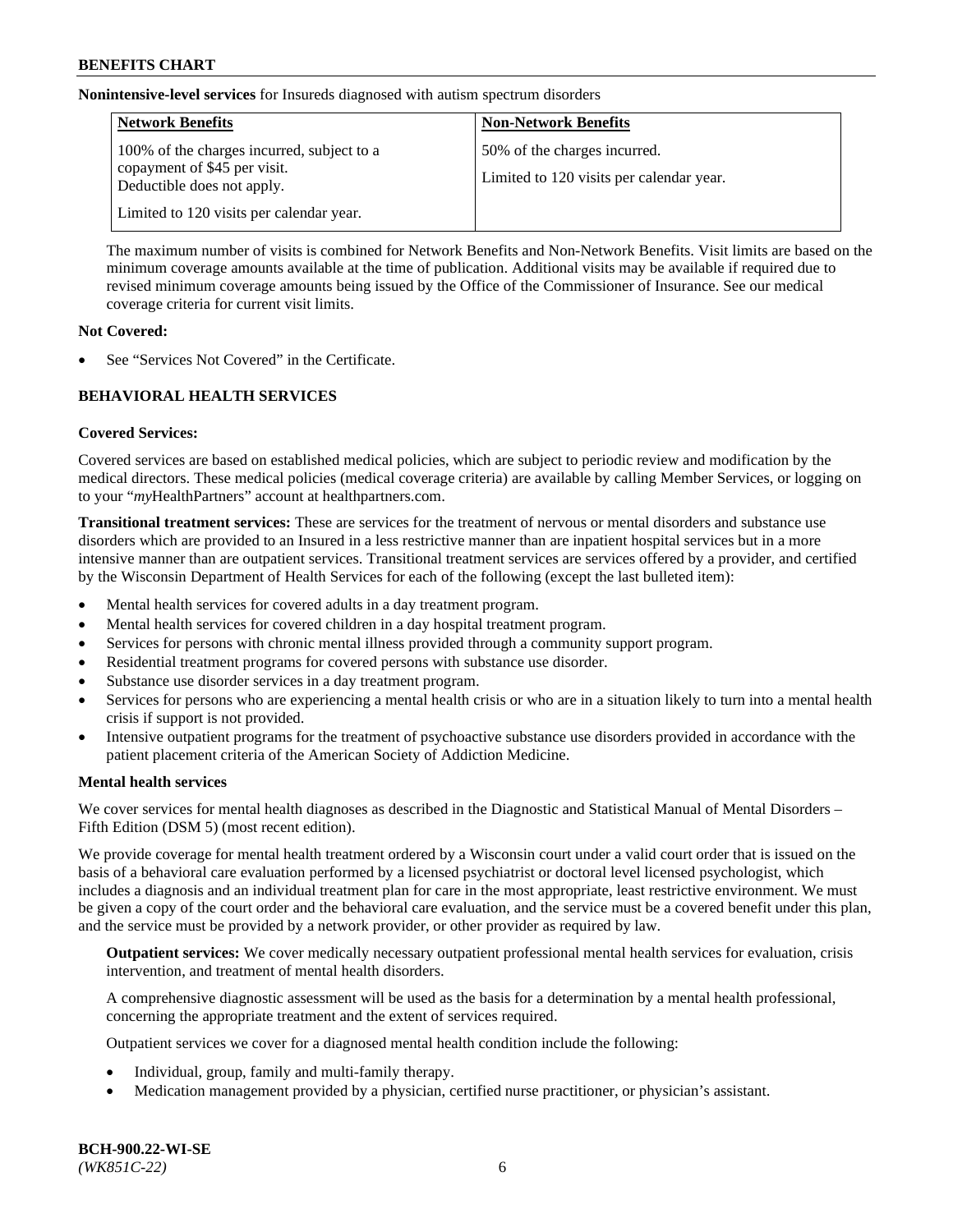**Nonintensive-level services** for Insureds diagnosed with autism spectrum disorders

| Network Benefits | Non-Network Benefits |
| --- | --- |
| 100% of the charges incurred, subject to a copayment of $45 per visit. Deductible does not apply.<br><br>Limited to 120 visits per calendar year. | 50% of the charges incurred.<br><br>Limited to 120 visits per calendar year. |

The maximum number of visits is combined for Network Benefits and Non-Network Benefits. Visit limits are based on the minimum coverage amounts available at the time of publication. Additional visits may be available if required due to revised minimum coverage amounts being issued by the Office of the Commissioner of Insurance. See our medical coverage criteria for current visit limits.

**Not Covered:**

- See "Services Not Covered" in the Certificate.

## BEHAVIORAL HEALTH SERVICES

**Covered Services:**

Covered services are based on established medical policies, which are subject to periodic review and modification by the medical directors. These medical policies (medical coverage criteria) are available by calling Member Services, or logging on to your "*my*HealthPartners" account at healthpartners.com.

**Transitional treatment services:** These are services for the treatment of nervous or mental disorders and substance use disorders which are provided to an Insured in a less restrictive manner than are inpatient hospital services but in a more intensive manner than are outpatient services. Transitional treatment services are services offered by a provider, and certified by the Wisconsin Department of Health Services for each of the following (except the last bulleted item):

- Mental health services for covered adults in a day treatment program.
- Mental health services for covered children in a day hospital treatment program.
- Services for persons with chronic mental illness provided through a community support program.
- Residential treatment programs for covered persons with substance use disorder.
- Substance use disorder services in a day treatment program.
- Services for persons who are experiencing a mental health crisis or who are in a situation likely to turn into a mental health crisis if support is not provided.
- Intensive outpatient programs for the treatment of psychoactive substance use disorders provided in accordance with the patient placement criteria of the American Society of Addiction Medicine.

**Mental health services**

We cover services for mental health diagnoses as described in the Diagnostic and Statistical Manual of Mental Disorders – Fifth Edition (DSM 5) (most recent edition).

We provide coverage for mental health treatment ordered by a Wisconsin court under a valid court order that is issued on the basis of a behavioral care evaluation performed by a licensed psychiatrist or doctoral level licensed psychologist, which includes a diagnosis and an individual treatment plan for care in the most appropriate, least restrictive environment. We must be given a copy of the court order and the behavioral care evaluation, and the service must be a covered benefit under this plan, and the service must be provided by a network provider, or other provider as required by law.

**Outpatient services:** We cover medically necessary outpatient professional mental health services for evaluation, crisis intervention, and treatment of mental health disorders.

A comprehensive diagnostic assessment will be used as the basis for a determination by a mental health professional, concerning the appropriate treatment and the extent of services required.

Outpatient services we cover for a diagnosed mental health condition include the following:

- Individual, group, family and multi-family therapy.
- Medication management provided by a physician, certified nurse practitioner, or physician's assistant.

BCH-900.22-WI-SE
*(WK851C-22)*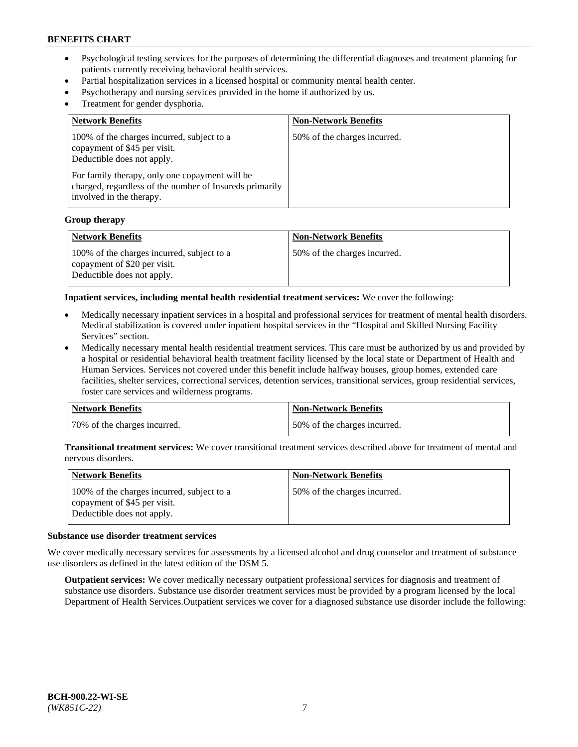- Psychological testing services for the purposes of determining the differential diagnoses and treatment planning for patients currently receiving behavioral health services.
- Partial hospitalization services in a licensed hospital or community mental health center.
- Psychotherapy and nursing services provided in the home if authorized by us.
- Treatment for gender dysphoria.

| Network Benefits | Non-Network Benefits |
| --- | --- |
| 100% of the charges incurred, subject to a copayment of $45 per visit. Deductible does not apply. For family therapy, only one copayment will be charged, regardless of the number of Insureds primarily involved in the therapy. | 50% of the charges incurred. |

**Group therapy**

| Network Benefits | Non-Network Benefits |
| --- | --- |
| 100% of the charges incurred, subject to a copayment of $20 per visit. Deductible does not apply. | 50% of the charges incurred. |

**Inpatient services, including mental health residential treatment services:** We cover the following:

- Medically necessary inpatient services in a hospital and professional services for treatment of mental health disorders. Medical stabilization is covered under inpatient hospital services in the "Hospital and Skilled Nursing Facility Services" section.
- Medically necessary mental health residential treatment services. This care must be authorized by us and provided by a hospital or residential behavioral health treatment facility licensed by the local state or Department of Health and Human Services. Services not covered under this benefit include halfway houses, group homes, extended care facilities, shelter services, correctional services, detention services, transitional services, group residential services, foster care services and wilderness programs.

| Network Benefits | Non-Network Benefits |
| --- | --- |
| 70% of the charges incurred. | 50% of the charges incurred. |

**Transitional treatment services:** We cover transitional treatment services described above for treatment of mental and nervous disorders.

| Network Benefits | Non-Network Benefits |
| --- | --- |
| 100% of the charges incurred, subject to a copayment of $45 per visit. Deductible does not apply. | 50% of the charges incurred. |

**Substance use disorder treatment services**

We cover medically necessary services for assessments by a licensed alcohol and drug counselor and treatment of substance use disorders as defined in the latest edition of the DSM 5.

**Outpatient services:** We cover medically necessary outpatient professional services for diagnosis and treatment of substance use disorders. Substance use disorder treatment services must be provided by a program licensed by the local Department of Health Services.Outpatient services we cover for a diagnosed substance use disorder include the following:

BCH-900.22-WI-SE
*(WK851C-22)*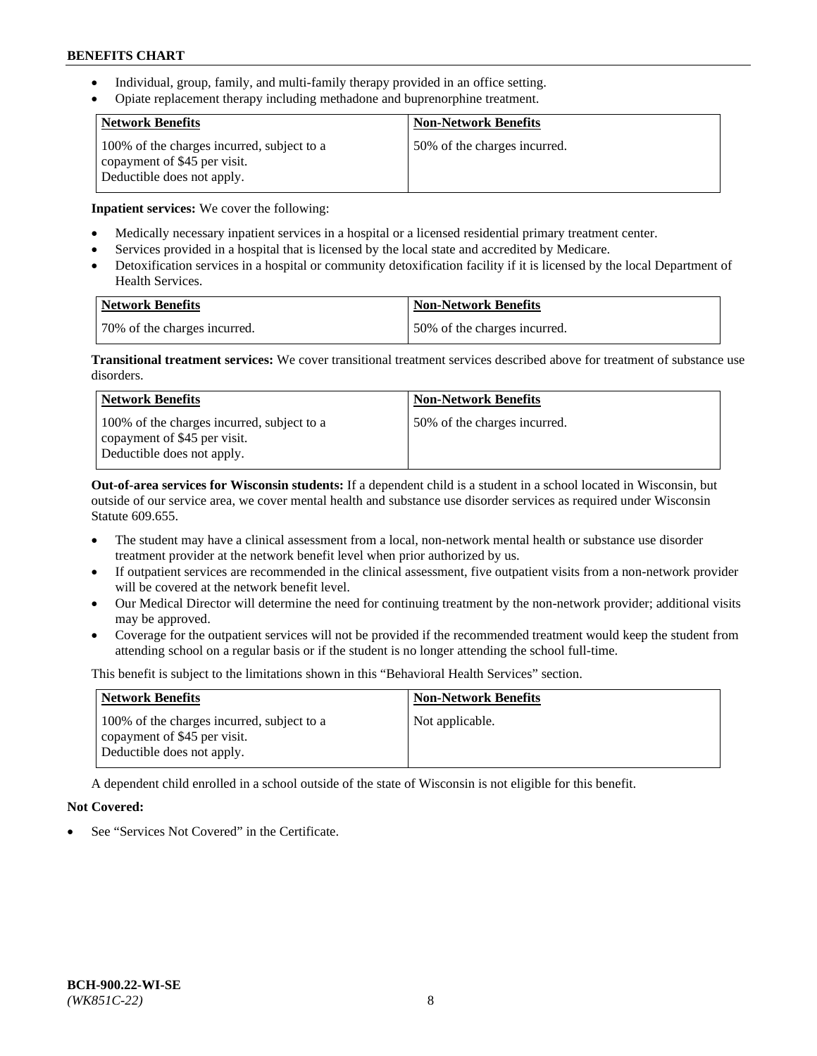- Individual, group, family, and multi-family therapy provided in an office setting.
- Opiate replacement therapy including methadone and buprenorphine treatment.

| Network Benefits | Non-Network Benefits |
|---|---|
| 100% of the charges incurred, subject to a copayment of $45 per visit. Deductible does not apply. | 50% of the charges incurred. |

**Inpatient services:** We cover the following:

- Medically necessary inpatient services in a hospital or a licensed residential primary treatment center.
- Services provided in a hospital that is licensed by the local state and accredited by Medicare.
- Detoxification services in a hospital or community detoxification facility if it is licensed by the local Department of Health Services.

| Network Benefits | Non-Network Benefits |
|---|---|
| 70% of the charges incurred. | 50% of the charges incurred. |

**Transitional treatment services:** We cover transitional treatment services described above for treatment of substance use disorders.

| Network Benefits | Non-Network Benefits |
|---|---|
| 100% of the charges incurred, subject to a copayment of $45 per visit. Deductible does not apply. | 50% of the charges incurred. |

**Out-of-area services for Wisconsin students:** If a dependent child is a student in a school located in Wisconsin, but outside of our service area, we cover mental health and substance use disorder services as required under Wisconsin Statute 609.655.

- The student may have a clinical assessment from a local, non-network mental health or substance use disorder treatment provider at the network benefit level when prior authorized by us.
- If outpatient services are recommended in the clinical assessment, five outpatient visits from a non-network provider will be covered at the network benefit level.
- Our Medical Director will determine the need for continuing treatment by the non-network provider; additional visits may be approved.
- Coverage for the outpatient services will not be provided if the recommended treatment would keep the student from attending school on a regular basis or if the student is no longer attending the school full-time.

This benefit is subject to the limitations shown in this "Behavioral Health Services" section.

| Network Benefits | Non-Network Benefits |
|---|---|
| 100% of the charges incurred, subject to a copayment of $45 per visit. Deductible does not apply. | Not applicable. |

A dependent child enrolled in a school outside of the state of Wisconsin is not eligible for this benefit.

**Not Covered:**

- See "Services Not Covered" in the Certificate.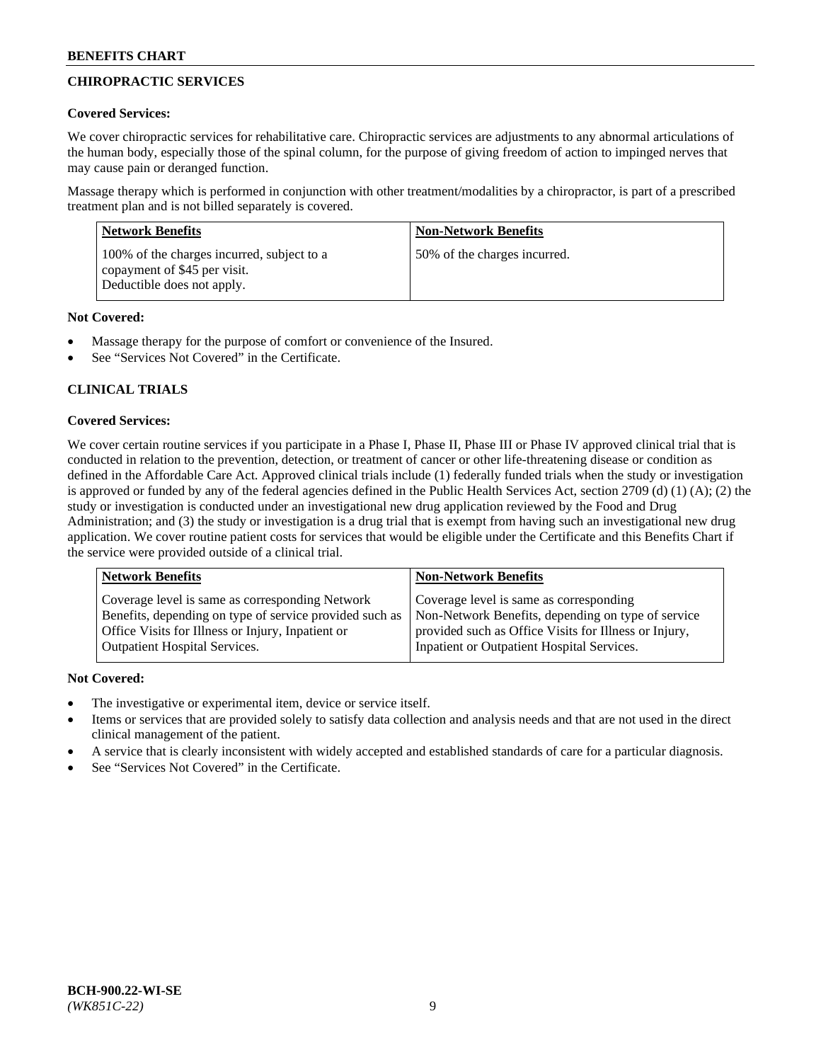## CHIROPRACTIC SERVICES

**Covered Services:**

We cover chiropractic services for rehabilitative care. Chiropractic services are adjustments to any abnormal articulations of the human body, especially those of the spinal column, for the purpose of giving freedom of action to impinged nerves that may cause pain or deranged function.

Massage therapy which is performed in conjunction with other treatment/modalities by a chiropractor, is part of a prescribed treatment plan and is not billed separately is covered.

| Network Benefits | Non-Network Benefits |
|---|---|
| 100% of the charges incurred, subject to a copayment of $45 per visit. Deductible does not apply. | 50% of the charges incurred. |

**Not Covered:**

- Massage therapy for the purpose of comfort or convenience of the Insured.
- See "Services Not Covered" in the Certificate.

## CLINICAL TRIALS

**Covered Services:**

We cover certain routine services if you participate in a Phase I, Phase II, Phase III or Phase IV approved clinical trial that is conducted in relation to the prevention, detection, or treatment of cancer or other life-threatening disease or condition as defined in the Affordable Care Act. Approved clinical trials include (1) federally funded trials when the study or investigation is approved or funded by any of the federal agencies defined in the Public Health Services Act, section 2709 (d) (1) (A); (2) the study or investigation is conducted under an investigational new drug application reviewed by the Food and Drug Administration; and (3) the study or investigation is a drug trial that is exempt from having such an investigational new drug application. We cover routine patient costs for services that would be eligible under the Certificate and this Benefits Chart if the service were provided outside of a clinical trial.

| Network Benefits | Non-Network Benefits |
|---|---|
| Coverage level is same as corresponding Network Benefits, depending on type of service provided such as Office Visits for Illness or Injury, Inpatient or Outpatient Hospital Services. | Coverage level is same as corresponding Non-Network Benefits, depending on type of service provided such as Office Visits for Illness or Injury, Inpatient or Outpatient Hospital Services. |

**Not Covered:**

- The investigative or experimental item, device or service itself.
- Items or services that are provided solely to satisfy data collection and analysis needs and that are not used in the direct clinical management of the patient.
- A service that is clearly inconsistent with widely accepted and established standards of care for a particular diagnosis.
- See "Services Not Covered" in the Certificate.

BCH-900.22-WI-SE
*(WK851C-22)*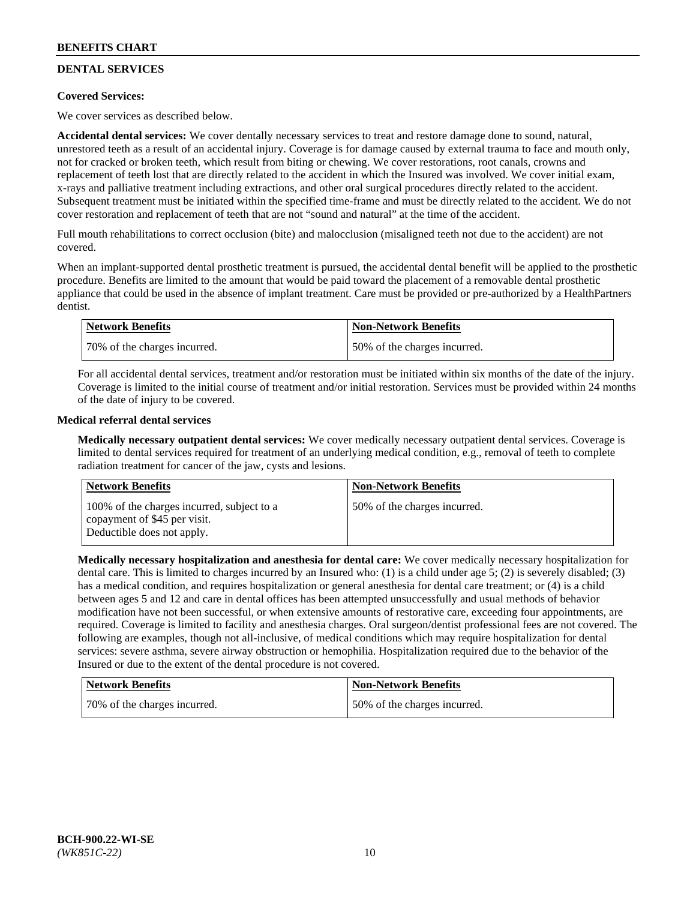## DENTAL SERVICES

**Covered Services:**

We cover services as described below.

**Accidental dental services:** We cover dentally necessary services to treat and restore damage done to sound, natural, unrestored teeth as a result of an accidental injury. Coverage is for damage caused by external trauma to face and mouth only, not for cracked or broken teeth, which result from biting or chewing. We cover restorations, root canals, crowns and replacement of teeth lost that are directly related to the accident in which the Insured was involved. We cover initial exam, x-rays and palliative treatment including extractions, and other oral surgical procedures directly related to the accident. Subsequent treatment must be initiated within the specified time-frame and must be directly related to the accident. We do not cover restoration and replacement of teeth that are not "sound and natural" at the time of the accident.

Full mouth rehabilitations to correct occlusion (bite) and malocclusion (misaligned teeth not due to the accident) are not covered.

When an implant-supported dental prosthetic treatment is pursued, the accidental dental benefit will be applied to the prosthetic procedure. Benefits are limited to the amount that would be paid toward the placement of a removable dental prosthetic appliance that could be used in the absence of implant treatment. Care must be provided or pre-authorized by a HealthPartners dentist.

| Network Benefits | Non-Network Benefits |
|---|---|
| 70% of the charges incurred. | 50% of the charges incurred. |

For all accidental dental services, treatment and/or restoration must be initiated within six months of the date of the injury. Coverage is limited to the initial course of treatment and/or initial restoration. Services must be provided within 24 months of the date of injury to be covered.

**Medical referral dental services**

**Medically necessary outpatient dental services:** We cover medically necessary outpatient dental services. Coverage is limited to dental services required for treatment of an underlying medical condition, e.g., removal of teeth to complete radiation treatment for cancer of the jaw, cysts and lesions.

| Network Benefits | Non-Network Benefits |
|---|---|
| 100% of the charges incurred, subject to a copayment of $45 per visit. Deductible does not apply. | 50% of the charges incurred. |

**Medically necessary hospitalization and anesthesia for dental care:** We cover medically necessary hospitalization for dental care. This is limited to charges incurred by an Insured who: (1) is a child under age 5; (2) is severely disabled; (3) has a medical condition, and requires hospitalization or general anesthesia for dental care treatment; or (4) is a child between ages 5 and 12 and care in dental offices has been attempted unsuccessfully and usual methods of behavior modification have not been successful, or when extensive amounts of restorative care, exceeding four appointments, are required. Coverage is limited to facility and anesthesia charges. Oral surgeon/dentist professional fees are not covered. The following are examples, though not all-inclusive, of medical conditions which may require hospitalization for dental services: severe asthma, severe airway obstruction or hemophilia. Hospitalization required due to the behavior of the Insured or due to the extent of the dental procedure is not covered.

| Network Benefits | Non-Network Benefits |
|---|---|
| 70% of the charges incurred. | 50% of the charges incurred. |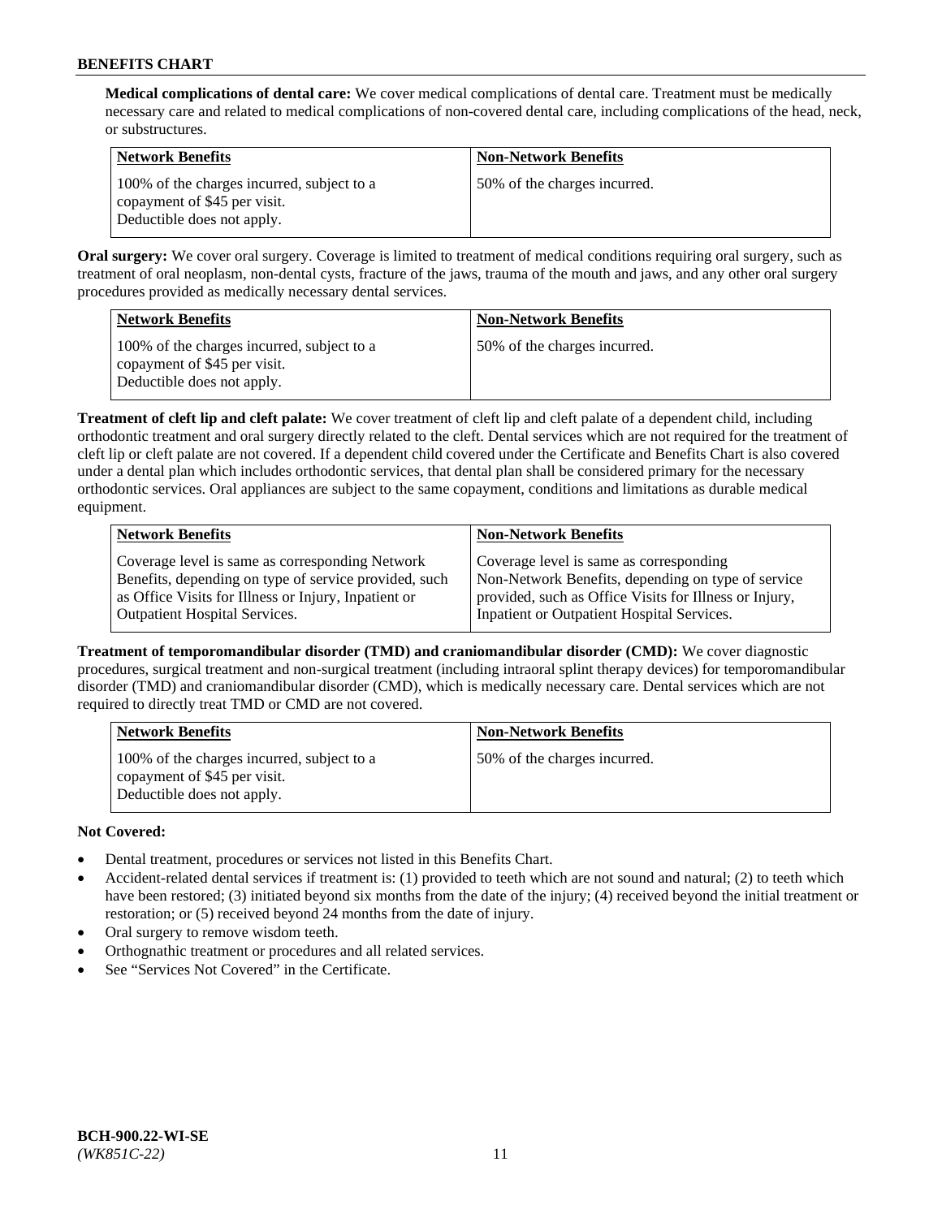**Medical complications of dental care:** We cover medical complications of dental care. Treatment must be medically necessary care and related to medical complications of non-covered dental care, including complications of the head, neck, or substructures.

| Network Benefits | Non-Network Benefits |
|---|---|
| 100% of the charges incurred, subject to a copayment of $45 per visit. Deductible does not apply. | 50% of the charges incurred. |

**Oral surgery:** We cover oral surgery. Coverage is limited to treatment of medical conditions requiring oral surgery, such as treatment of oral neoplasm, non-dental cysts, fracture of the jaws, trauma of the mouth and jaws, and any other oral surgery procedures provided as medically necessary dental services.

| Network Benefits | Non-Network Benefits |
|---|---|
| 100% of the charges incurred, subject to a copayment of $45 per visit. Deductible does not apply. | 50% of the charges incurred. |

**Treatment of cleft lip and cleft palate:** We cover treatment of cleft lip and cleft palate of a dependent child, including orthodontic treatment and oral surgery directly related to the cleft. Dental services which are not required for the treatment of cleft lip or cleft palate are not covered. If a dependent child covered under the Certificate and Benefits Chart is also covered under a dental plan which includes orthodontic services, that dental plan shall be considered primary for the necessary orthodontic services. Oral appliances are subject to the same copayment, conditions and limitations as durable medical equipment.

| Network Benefits | Non-Network Benefits |
|---|---|
| Coverage level is same as corresponding Network Benefits, depending on type of service provided, such as Office Visits for Illness or Injury, Inpatient or Outpatient Hospital Services. | Coverage level is same as corresponding Non-Network Benefits, depending on type of service provided, such as Office Visits for Illness or Injury, Inpatient or Outpatient Hospital Services. |

**Treatment of temporomandibular disorder (TMD) and craniomandibular disorder (CMD):** We cover diagnostic procedures, surgical treatment and non-surgical treatment (including intraoral splint therapy devices) for temporomandibular disorder (TMD) and craniomandibular disorder (CMD), which is medically necessary care. Dental services which are not required to directly treat TMD or CMD are not covered.

| Network Benefits | Non-Network Benefits |
|---|---|
| 100% of the charges incurred, subject to a copayment of $45 per visit. Deductible does not apply. | 50% of the charges incurred. |

**Not Covered:**

- Dental treatment, procedures or services not listed in this Benefits Chart.
- Accident-related dental services if treatment is: (1) provided to teeth which are not sound and natural; (2) to teeth which have been restored; (3) initiated beyond six months from the date of the injury; (4) received beyond the initial treatment or restoration; or (5) received beyond 24 months from the date of injury.
- Oral surgery to remove wisdom teeth.
- Orthognathic treatment or procedures and all related services.
- See "Services Not Covered" in the Certificate.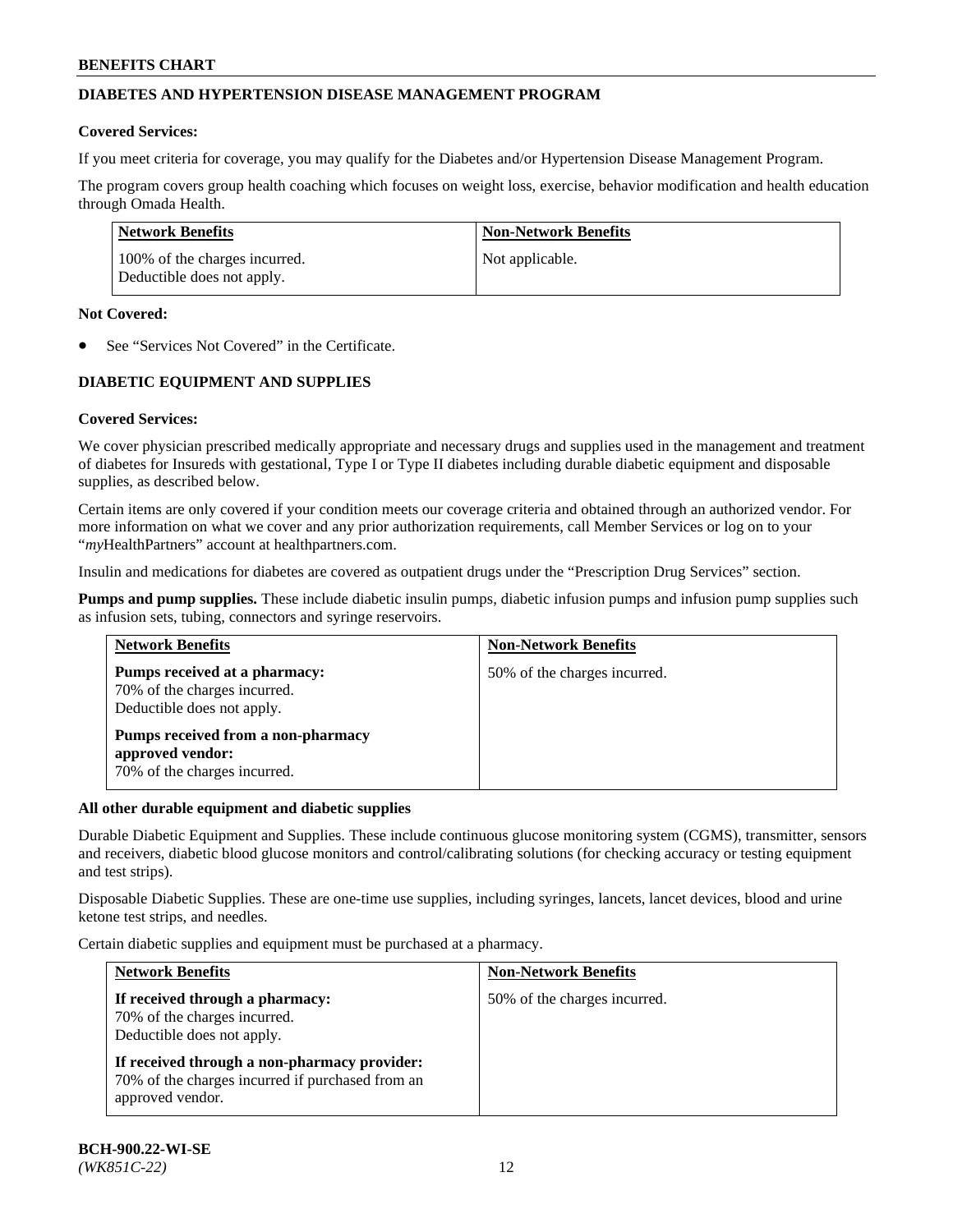## DIABETES AND HYPERTENSION DISEASE MANAGEMENT PROGRAM

**Covered Services:**

If you meet criteria for coverage, you may qualify for the Diabetes and/or Hypertension Disease Management Program.

The program covers group health coaching which focuses on weight loss, exercise, behavior modification and health education through Omada Health.

| Network Benefits | Non-Network Benefits |
|---|---|
| 100% of the charges incurred. Deductible does not apply. | Not applicable. |

**Not Covered:**

- See "Services Not Covered" in the Certificate.

## DIABETIC EQUIPMENT AND SUPPLIES

**Covered Services:**

We cover physician prescribed medically appropriate and necessary drugs and supplies used in the management and treatment of diabetes for Insureds with gestational, Type I or Type II diabetes including durable diabetic equipment and disposable supplies, as described below.

Certain items are only covered if your condition meets our coverage criteria and obtained through an authorized vendor. For more information on what we cover and any prior authorization requirements, call Member Services or log on to your "*my*HealthPartners" account at healthpartners.com.

Insulin and medications for diabetes are covered as outpatient drugs under the "Prescription Drug Services" section.

**Pumps and pump supplies.** These include diabetic insulin pumps, diabetic infusion pumps and infusion pump supplies such as infusion sets, tubing, connectors and syringe reservoirs.

| Network Benefits | Non-Network Benefits |
|---|---|
| **Pumps received at a pharmacy:** 70% of the charges incurred. Deductible does not apply. <br> **Pumps received from a non-pharmacy approved vendor:** 70% of the charges incurred. | 50% of the charges incurred. |

**All other durable equipment and diabetic supplies**

Durable Diabetic Equipment and Supplies. These include continuous glucose monitoring system (CGMS), transmitter, sensors and receivers, diabetic blood glucose monitors and control/calibrating solutions (for checking accuracy or testing equipment and test strips).

Disposable Diabetic Supplies. These are one-time use supplies, including syringes, lancets, lancet devices, blood and urine ketone test strips, and needles.

Certain diabetic supplies and equipment must be purchased at a pharmacy.

| Network Benefits | Non-Network Benefits |
|---|---|
| **If received through a pharmacy:** 70% of the charges incurred. Deductible does not apply. <br> **If received through a non-pharmacy provider:** 70% of the charges incurred if purchased from an approved vendor. | 50% of the charges incurred. |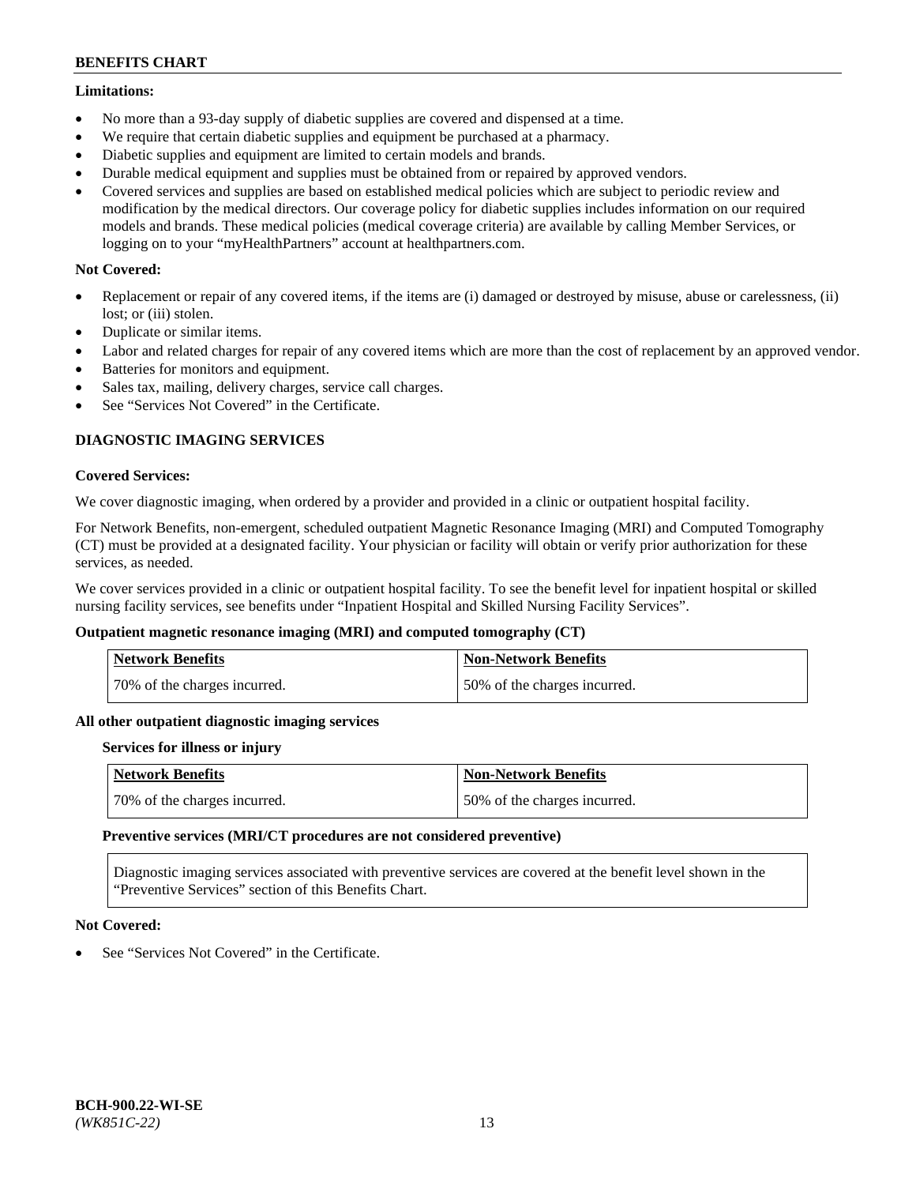**Limitations:**

- No more than a 93-day supply of diabetic supplies are covered and dispensed at a time.
- We require that certain diabetic supplies and equipment be purchased at a pharmacy.
- Diabetic supplies and equipment are limited to certain models and brands.
- Durable medical equipment and supplies must be obtained from or repaired by approved vendors.
- Covered services and supplies are based on established medical policies which are subject to periodic review and modification by the medical directors. Our coverage policy for diabetic supplies includes information on our required models and brands. These medical policies (medical coverage criteria) are available by calling Member Services, or logging on to your "myHealthPartners" account at healthpartners.com.

**Not Covered:**

- Replacement or repair of any covered items, if the items are (i) damaged or destroyed by misuse, abuse or carelessness, (ii) lost; or (iii) stolen.
- Duplicate or similar items.
- Labor and related charges for repair of any covered items which are more than the cost of replacement by an approved vendor.
- Batteries for monitors and equipment.
- Sales tax, mailing, delivery charges, service call charges.
- See "Services Not Covered" in the Certificate.

## DIAGNOSTIC IMAGING SERVICES

**Covered Services:**

We cover diagnostic imaging, when ordered by a provider and provided in a clinic or outpatient hospital facility.

For Network Benefits, non-emergent, scheduled outpatient Magnetic Resonance Imaging (MRI) and Computed Tomography (CT) must be provided at a designated facility. Your physician or facility will obtain or verify prior authorization for these services, as needed.

We cover services provided in a clinic or outpatient hospital facility. To see the benefit level for inpatient hospital or skilled nursing facility services, see benefits under "Inpatient Hospital and Skilled Nursing Facility Services".

**Outpatient magnetic resonance imaging (MRI) and computed tomography (CT)**

| Network Benefits | Non-Network Benefits |
|---|---|
| 70% of the charges incurred. | 50% of the charges incurred. |

**All other outpatient diagnostic imaging services**

**Services for illness or injury**

| Network Benefits | Non-Network Benefits |
|---|---|
| 70% of the charges incurred. | 50% of the charges incurred. |

**Preventive services (MRI/CT procedures are not considered preventive)**

Diagnostic imaging services associated with preventive services are covered at the benefit level shown in the "Preventive Services" section of this Benefits Chart.

**Not Covered:**

- See "Services Not Covered" in the Certificate.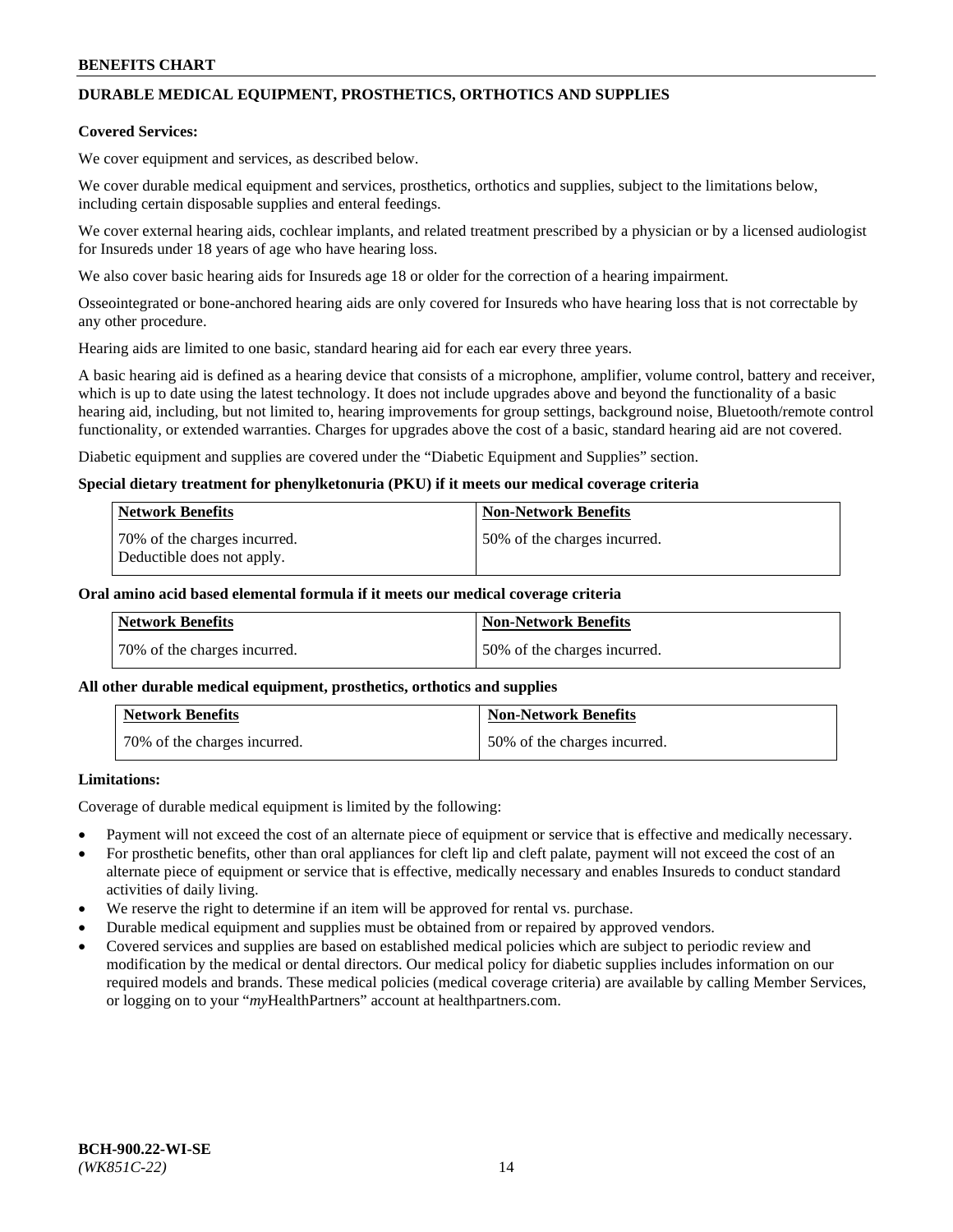## DURABLE MEDICAL EQUIPMENT, PROSTHETICS, ORTHOTICS AND SUPPLIES

**Covered Services:**

We cover equipment and services, as described below.

We cover durable medical equipment and services, prosthetics, orthotics and supplies, subject to the limitations below, including certain disposable supplies and enteral feedings.

We cover external hearing aids, cochlear implants, and related treatment prescribed by a physician or by a licensed audiologist for Insureds under 18 years of age who have hearing loss.

We also cover basic hearing aids for Insureds age 18 or older for the correction of a hearing impairment.

Osseointegrated or bone-anchored hearing aids are only covered for Insureds who have hearing loss that is not correctable by any other procedure.

Hearing aids are limited to one basic, standard hearing aid for each ear every three years.

A basic hearing aid is defined as a hearing device that consists of a microphone, amplifier, volume control, battery and receiver, which is up to date using the latest technology. It does not include upgrades above and beyond the functionality of a basic hearing aid, including, but not limited to, hearing improvements for group settings, background noise, Bluetooth/remote control functionality, or extended warranties. Charges for upgrades above the cost of a basic, standard hearing aid are not covered.

Diabetic equipment and supplies are covered under the "Diabetic Equipment and Supplies" section.

**Special dietary treatment for phenylketonuria (PKU) if it meets our medical coverage criteria**

| Network Benefits | Non-Network Benefits |
| --- | --- |
| 70% of the charges incurred. Deductible does not apply. | 50% of the charges incurred. |

**Oral amino acid based elemental formula if it meets our medical coverage criteria**

| Network Benefits | Non-Network Benefits |
| --- | --- |
| 70% of the charges incurred. | 50% of the charges incurred. |

**All other durable medical equipment, prosthetics, orthotics and supplies**

| Network Benefits | Non-Network Benefits |
| --- | --- |
| 70% of the charges incurred. | 50% of the charges incurred. |

**Limitations:**

Coverage of durable medical equipment is limited by the following:

- Payment will not exceed the cost of an alternate piece of equipment or service that is effective and medically necessary.
- For prosthetic benefits, other than oral appliances for cleft lip and cleft palate, payment will not exceed the cost of an alternate piece of equipment or service that is effective, medically necessary and enables Insureds to conduct standard activities of daily living.
- We reserve the right to determine if an item will be approved for rental vs. purchase.
- Durable medical equipment and supplies must be obtained from or repaired by approved vendors.
- Covered services and supplies are based on established medical policies which are subject to periodic review and modification by the medical or dental directors. Our medical policy for diabetic supplies includes information on our required models and brands. These medical policies (medical coverage criteria) are available by calling Member Services, or logging on to your "*my*HealthPartners" account at healthpartners.com.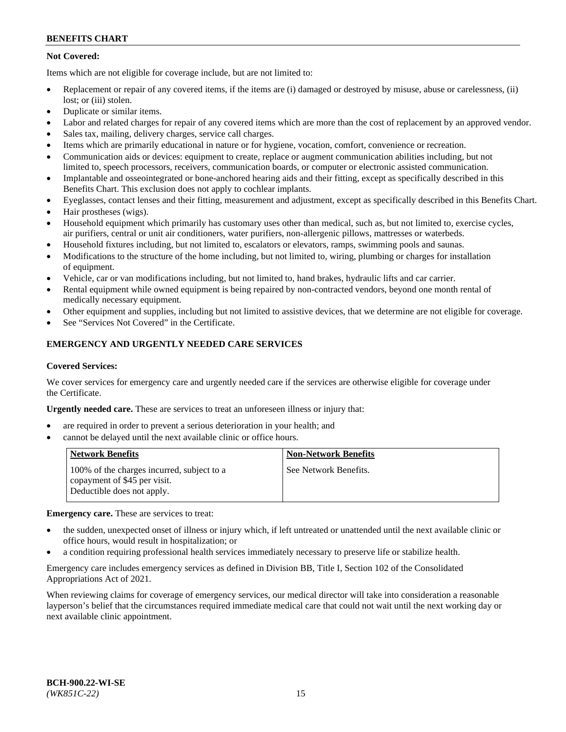**Not Covered:**

Items which are not eligible for coverage include, but are not limited to:

- Replacement or repair of any covered items, if the items are (i) damaged or destroyed by misuse, abuse or carelessness, (ii) lost; or (iii) stolen.
- Duplicate or similar items.
- Labor and related charges for repair of any covered items which are more than the cost of replacement by an approved vendor.
- Sales tax, mailing, delivery charges, service call charges.
- Items which are primarily educational in nature or for hygiene, vocation, comfort, convenience or recreation.
- Communication aids or devices: equipment to create, replace or augment communication abilities including, but not limited to, speech processors, receivers, communication boards, or computer or electronic assisted communication.
- Implantable and osseointegrated or bone-anchored hearing aids and their fitting, except as specifically described in this Benefits Chart. This exclusion does not apply to cochlear implants.
- Eyeglasses, contact lenses and their fitting, measurement and adjustment, except as specifically described in this Benefits Chart.
- Hair prostheses (wigs).
- Household equipment which primarily has customary uses other than medical, such as, but not limited to, exercise cycles, air purifiers, central or unit air conditioners, water purifiers, non-allergenic pillows, mattresses or waterbeds.
- Household fixtures including, but not limited to, escalators or elevators, ramps, swimming pools and saunas.
- Modifications to the structure of the home including, but not limited to, wiring, plumbing or charges for installation of equipment.
- Vehicle, car or van modifications including, but not limited to, hand brakes, hydraulic lifts and car carrier.
- Rental equipment while owned equipment is being repaired by non-contracted vendors, beyond one month rental of medically necessary equipment.
- Other equipment and supplies, including but not limited to assistive devices, that we determine are not eligible for coverage.
- See "Services Not Covered" in the Certificate.

## EMERGENCY AND URGENTLY NEEDED CARE SERVICES

**Covered Services:**

We cover services for emergency care and urgently needed care if the services are otherwise eligible for coverage under the Certificate.

**Urgently needed care.** These are services to treat an unforeseen illness or injury that:

- are required in order to prevent a serious deterioration in your health; and
- cannot be delayed until the next available clinic or office hours.

| Network Benefits | Non-Network Benefits |
|---|---|
| 100% of the charges incurred, subject to a copayment of $45 per visit. Deductible does not apply. | See Network Benefits. |

**Emergency care.** These are services to treat:

- the sudden, unexpected onset of illness or injury which, if left untreated or unattended until the next available clinic or office hours, would result in hospitalization; or
- a condition requiring professional health services immediately necessary to preserve life or stabilize health.

Emergency care includes emergency services as defined in Division BB, Title I, Section 102 of the Consolidated Appropriations Act of 2021.

When reviewing claims for coverage of emergency services, our medical director will take into consideration a reasonable layperson's belief that the circumstances required immediate medical care that could not wait until the next working day or next available clinic appointment.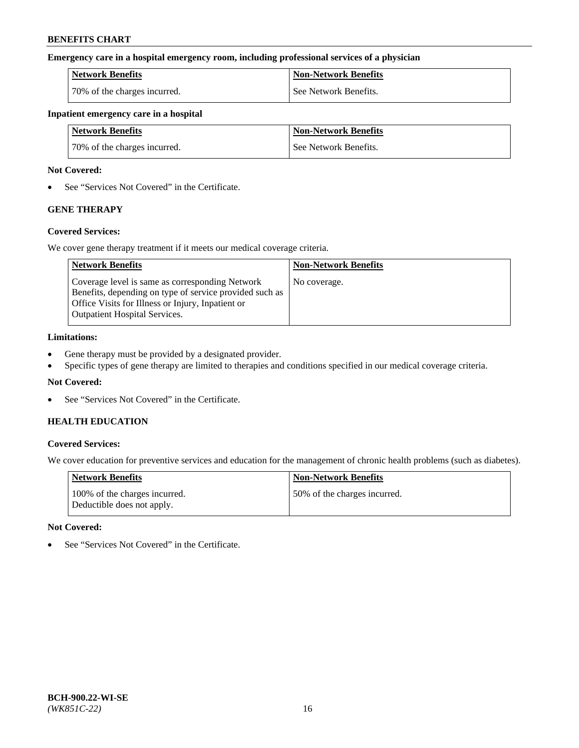**Emergency care in a hospital emergency room, including professional services of a physician**

| Network Benefits | Non-Network Benefits |
| --- | --- |
| 70% of the charges incurred. | See Network Benefits. |

**Inpatient emergency care in a hospital**

| Network Benefits | Non-Network Benefits |
| --- | --- |
| 70% of the charges incurred. | See Network Benefits. |

**Not Covered:**

- See "Services Not Covered" in the Certificate.

## GENE THERAPY

**Covered Services:**

We cover gene therapy treatment if it meets our medical coverage criteria.

| Network Benefits | Non-Network Benefits |
| --- | --- |
| Coverage level is same as corresponding Network Benefits, depending on type of service provided such as Office Visits for Illness or Injury, Inpatient or Outpatient Hospital Services. | No coverage. |

**Limitations:**

- Gene therapy must be provided by a designated provider.
- Specific types of gene therapy are limited to therapies and conditions specified in our medical coverage criteria.

**Not Covered:**

- See "Services Not Covered" in the Certificate.

## HEALTH EDUCATION

**Covered Services:**

We cover education for preventive services and education for the management of chronic health problems (such as diabetes).

| Network Benefits | Non-Network Benefits |
| --- | --- |
| 100% of the charges incurred. Deductible does not apply. | 50% of the charges incurred. |

**Not Covered:**

- See "Services Not Covered" in the Certificate.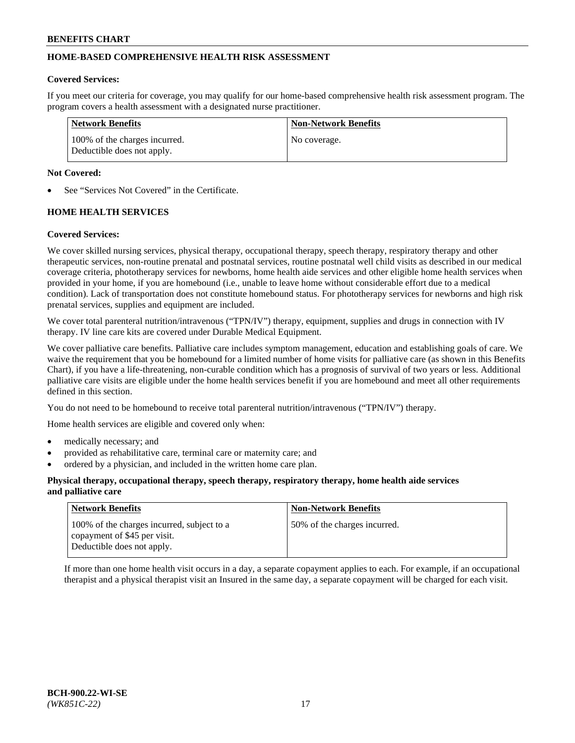## HOME-BASED COMPREHENSIVE HEALTH RISK ASSESSMENT

**Covered Services:**

If you meet our criteria for coverage, you may qualify for our home-based comprehensive health risk assessment program. The program covers a health assessment with a designated nurse practitioner.

| Network Benefits | Non-Network Benefits |
|---|---|
| 100% of the charges incurred. Deductible does not apply. | No coverage. |

**Not Covered:**

- See "Services Not Covered" in the Certificate.

## HOME HEALTH SERVICES

**Covered Services:**

We cover skilled nursing services, physical therapy, occupational therapy, speech therapy, respiratory therapy and other therapeutic services, non-routine prenatal and postnatal services, routine postnatal well child visits as described in our medical coverage criteria, phototherapy services for newborns, home health aide services and other eligible home health services when provided in your home, if you are homebound (i.e., unable to leave home without considerable effort due to a medical condition). Lack of transportation does not constitute homebound status. For phototherapy services for newborns and high risk prenatal services, supplies and equipment are included.

We cover total parenteral nutrition/intravenous ("TPN/IV") therapy, equipment, supplies and drugs in connection with IV therapy. IV line care kits are covered under Durable Medical Equipment.

We cover palliative care benefits. Palliative care includes symptom management, education and establishing goals of care. We waive the requirement that you be homebound for a limited number of home visits for palliative care (as shown in this Benefits Chart), if you have a life-threatening, non-curable condition which has a prognosis of survival of two years or less. Additional palliative care visits are eligible under the home health services benefit if you are homebound and meet all other requirements defined in this section.

You do not need to be homebound to receive total parenteral nutrition/intravenous ("TPN/IV") therapy.

Home health services are eligible and covered only when:

- medically necessary; and
- provided as rehabilitative care, terminal care or maternity care; and
- ordered by a physician, and included in the written home care plan.

**Physical therapy, occupational therapy, speech therapy, respiratory therapy, home health aide services and palliative care**

| Network Benefits | Non-Network Benefits |
|---|---|
| 100% of the charges incurred, subject to a copayment of $45 per visit. Deductible does not apply. | 50% of the charges incurred. |

If more than one home health visit occurs in a day, a separate copayment applies to each. For example, if an occupational therapist and a physical therapist visit an Insured in the same day, a separate copayment will be charged for each visit.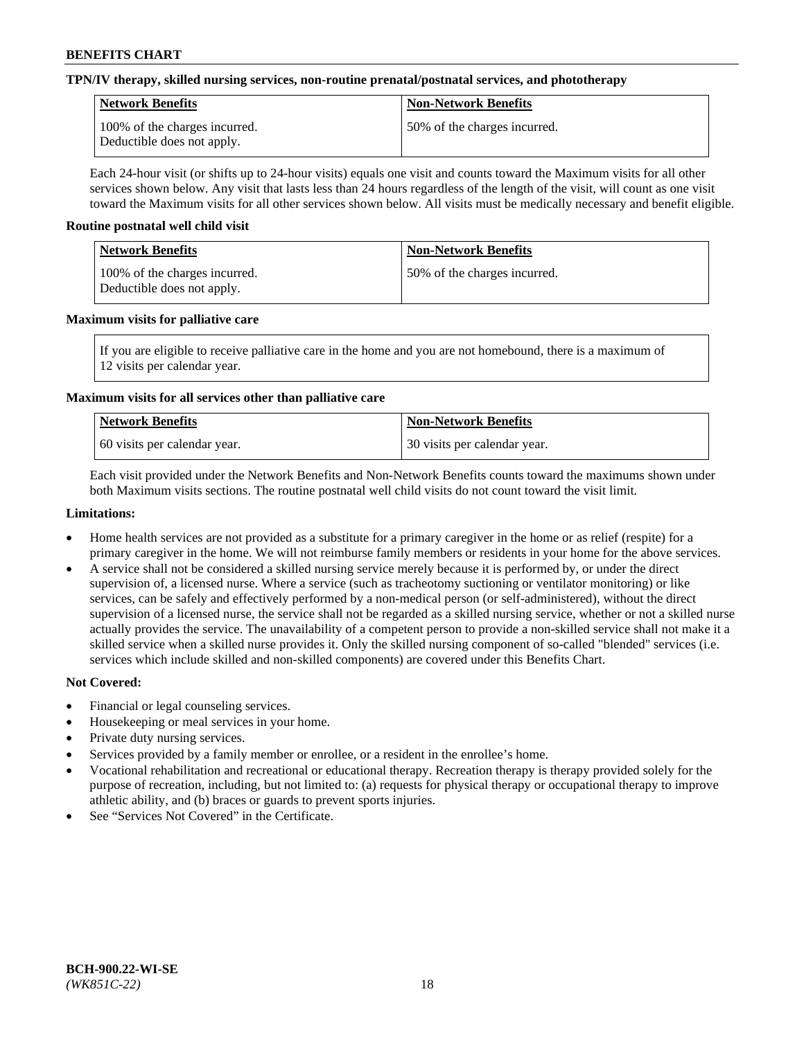**TPN/IV therapy, skilled nursing services, non-routine prenatal/postnatal services, and phototherapy**

| Network Benefits | Non-Network Benefits |
|---|---|
| 100% of the charges incurred. Deductible does not apply. | 50% of the charges incurred. |

Each 24-hour visit (or shifts up to 24-hour visits) equals one visit and counts toward the Maximum visits for all other services shown below. Any visit that lasts less than 24 hours regardless of the length of the visit, will count as one visit toward the Maximum visits for all other services shown below. All visits must be medically necessary and benefit eligible.

**Routine postnatal well child visit**

| Network Benefits | Non-Network Benefits |
|---|---|
| 100% of the charges incurred. Deductible does not apply. | 50% of the charges incurred. |

**Maximum visits for palliative care**

| If you are eligible to receive palliative care in the home and you are not homebound, there is a maximum of 12 visits per calendar year. |
|---|

**Maximum visits for all services other than palliative care**

| Network Benefits | Non-Network Benefits |
|---|---|
| 60 visits per calendar year. | 30 visits per calendar year. |

Each visit provided under the Network Benefits and Non-Network Benefits counts toward the maximums shown under both Maximum visits sections. The routine postnatal well child visits do not count toward the visit limit.

**Limitations:**

- Home health services are not provided as a substitute for a primary caregiver in the home or as relief (respite) for a primary caregiver in the home. We will not reimburse family members or residents in your home for the above services.
- A service shall not be considered a skilled nursing service merely because it is performed by, or under the direct supervision of, a licensed nurse. Where a service (such as tracheotomy suctioning or ventilator monitoring) or like services, can be safely and effectively performed by a non-medical person (or self-administered), without the direct supervision of a licensed nurse, the service shall not be regarded as a skilled nursing service, whether or not a skilled nurse actually provides the service. The unavailability of a competent person to provide a non-skilled service shall not make it a skilled service when a skilled nurse provides it. Only the skilled nursing component of so-called "blended" services (i.e. services which include skilled and non-skilled components) are covered under this Benefits Chart.

**Not Covered:**

- Financial or legal counseling services.
- Housekeeping or meal services in your home.
- Private duty nursing services.
- Services provided by a family member or enrollee, or a resident in the enrollee's home.
- Vocational rehabilitation and recreational or educational therapy. Recreation therapy is therapy provided solely for the purpose of recreation, including, but not limited to: (a) requests for physical therapy or occupational therapy to improve athletic ability, and (b) braces or guards to prevent sports injuries.
- See "Services Not Covered" in the Certificate.

BCH-900.22-WI-SE
*(WK851C-22)*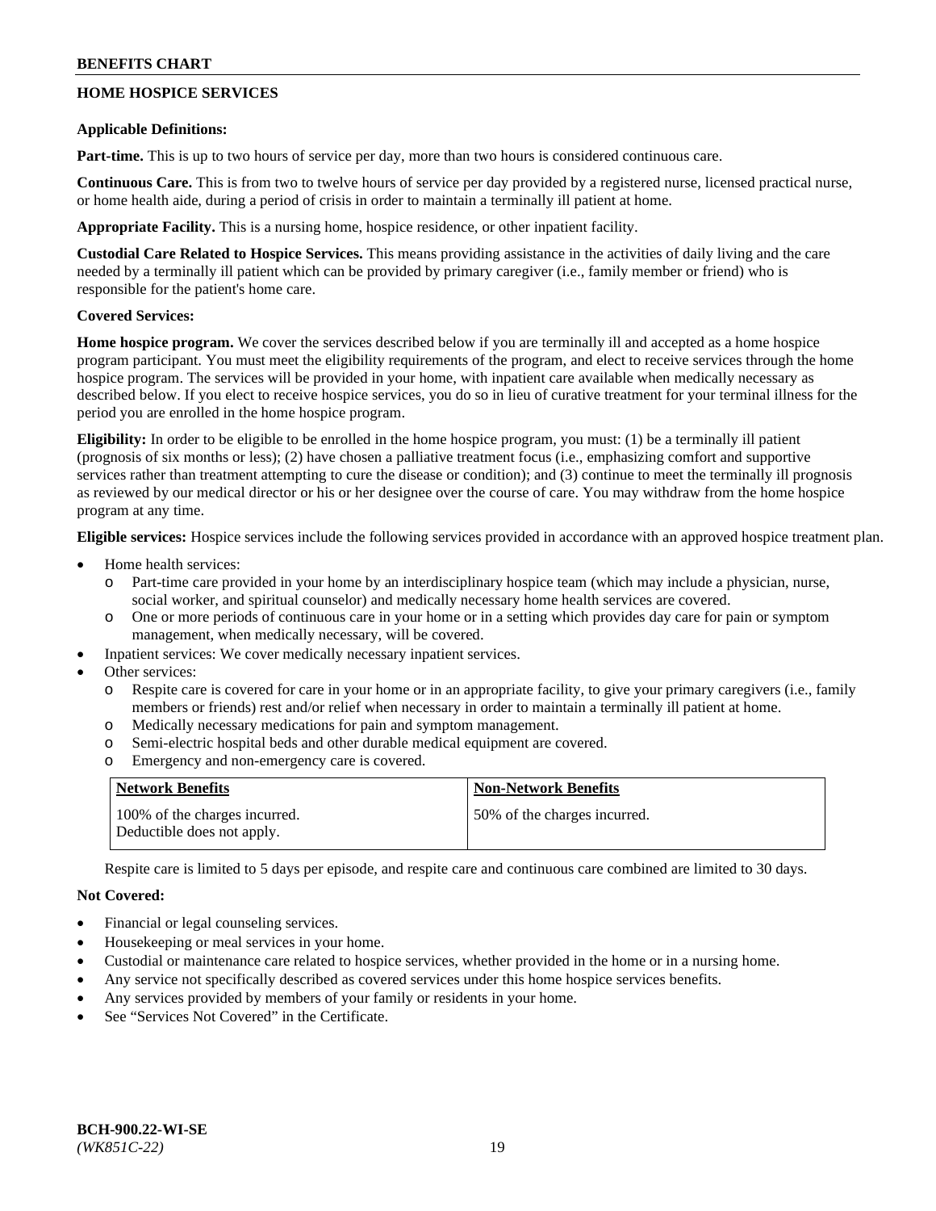## HOME HOSPICE SERVICES

**Applicable Definitions:**

**Part-time.** This is up to two hours of service per day, more than two hours is considered continuous care.

**Continuous Care.** This is from two to twelve hours of service per day provided by a registered nurse, licensed practical nurse, or home health aide, during a period of crisis in order to maintain a terminally ill patient at home.

**Appropriate Facility.** This is a nursing home, hospice residence, or other inpatient facility.

**Custodial Care Related to Hospice Services.** This means providing assistance in the activities of daily living and the care needed by a terminally ill patient which can be provided by primary caregiver (i.e., family member or friend) who is responsible for the patient's home care.

**Covered Services:**

**Home hospice program.** We cover the services described below if you are terminally ill and accepted as a home hospice program participant. You must meet the eligibility requirements of the program, and elect to receive services through the home hospice program. The services will be provided in your home, with inpatient care available when medically necessary as described below. If you elect to receive hospice services, you do so in lieu of curative treatment for your terminal illness for the period you are enrolled in the home hospice program.

**Eligibility:** In order to be eligible to be enrolled in the home hospice program, you must: (1) be a terminally ill patient (prognosis of six months or less); (2) have chosen a palliative treatment focus (i.e., emphasizing comfort and supportive services rather than treatment attempting to cure the disease or condition); and (3) continue to meet the terminally ill prognosis as reviewed by our medical director or his or her designee over the course of care. You may withdraw from the home hospice program at any time.

**Eligible services:** Hospice services include the following services provided in accordance with an approved hospice treatment plan.

- Home health services:
  - Part-time care provided in your home by an interdisciplinary hospice team (which may include a physician, nurse, social worker, and spiritual counselor) and medically necessary home health services are covered.
  - One or more periods of continuous care in your home or in a setting which provides day care for pain or symptom management, when medically necessary, will be covered.
- Inpatient services: We cover medically necessary inpatient services.
- Other services:
  - Respite care is covered for care in your home or in an appropriate facility, to give your primary caregivers (i.e., family members or friends) rest and/or relief when necessary in order to maintain a terminally ill patient at home.
  - Medically necessary medications for pain and symptom management.
  - Semi-electric hospital beds and other durable medical equipment are covered.
  - Emergency and non-emergency care is covered.

| Network Benefits | Non-Network Benefits |
| --- | --- |
| 100% of the charges incurred. Deductible does not apply. | 50% of the charges incurred. |

Respite care is limited to 5 days per episode, and respite care and continuous care combined are limited to 30 days.

**Not Covered:**

- Financial or legal counseling services.
- Housekeeping or meal services in your home.
- Custodial or maintenance care related to hospice services, whether provided in the home or in a nursing home.
- Any service not specifically described as covered services under this home hospice services benefits.
- Any services provided by members of your family or residents in your home.
- See "Services Not Covered" in the Certificate.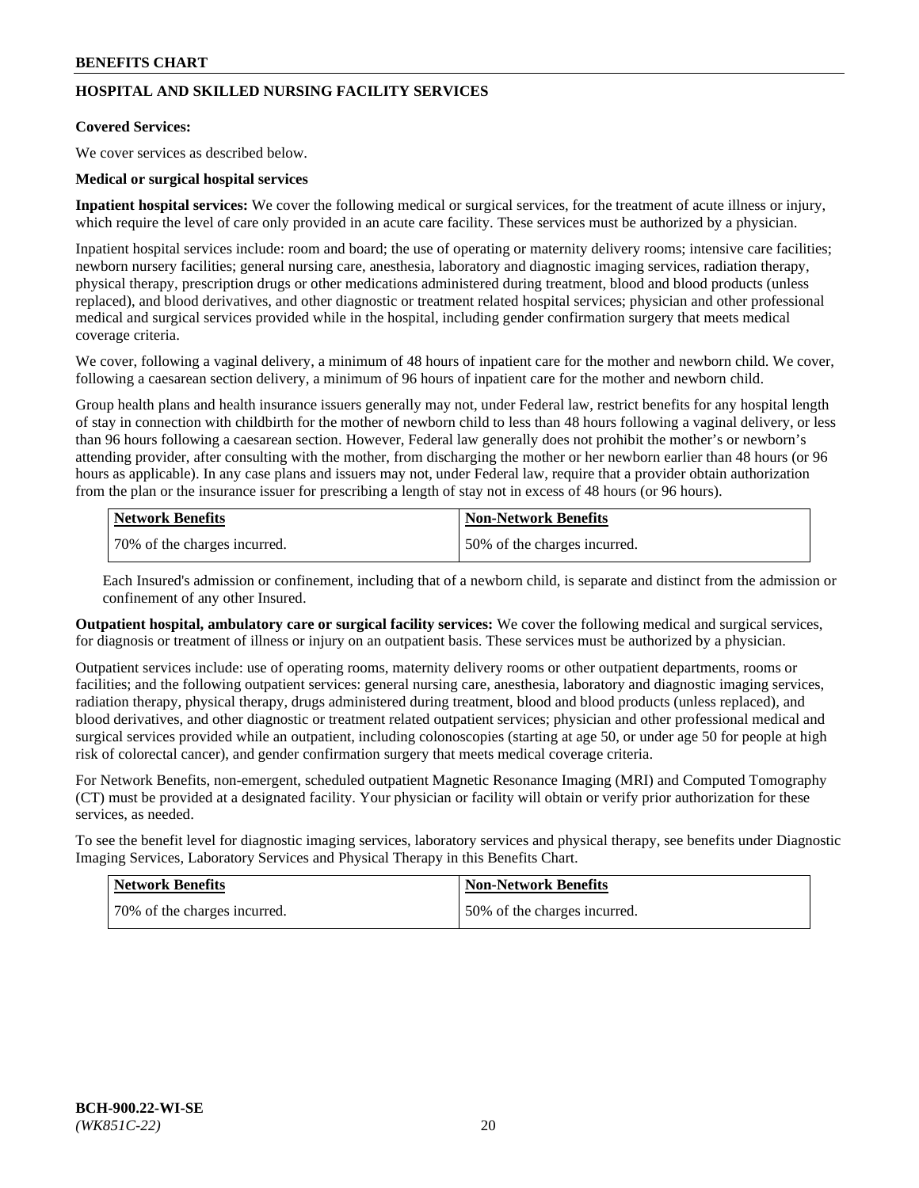## HOSPITAL AND SKILLED NURSING FACILITY SERVICES

**Covered Services:**

We cover services as described below.

**Medical or surgical hospital services**

**Inpatient hospital services:** We cover the following medical or surgical services, for the treatment of acute illness or injury, which require the level of care only provided in an acute care facility. These services must be authorized by a physician.

Inpatient hospital services include: room and board; the use of operating or maternity delivery rooms; intensive care facilities; newborn nursery facilities; general nursing care, anesthesia, laboratory and diagnostic imaging services, radiation therapy, physical therapy, prescription drugs or other medications administered during treatment, blood and blood products (unless replaced), and blood derivatives, and other diagnostic or treatment related hospital services; physician and other professional medical and surgical services provided while in the hospital, including gender confirmation surgery that meets medical coverage criteria.

We cover, following a vaginal delivery, a minimum of 48 hours of inpatient care for the mother and newborn child. We cover, following a caesarean section delivery, a minimum of 96 hours of inpatient care for the mother and newborn child.

Group health plans and health insurance issuers generally may not, under Federal law, restrict benefits for any hospital length of stay in connection with childbirth for the mother of newborn child to less than 48 hours following a vaginal delivery, or less than 96 hours following a caesarean section. However, Federal law generally does not prohibit the mother's or newborn's attending provider, after consulting with the mother, from discharging the mother or her newborn earlier than 48 hours (or 96 hours as applicable). In any case plans and issuers may not, under Federal law, require that a provider obtain authorization from the plan or the insurance issuer for prescribing a length of stay not in excess of 48 hours (or 96 hours).

| Network Benefits | Non-Network Benefits |
|---|---|
| 70% of the charges incurred. | 50% of the charges incurred. |

Each Insured's admission or confinement, including that of a newborn child, is separate and distinct from the admission or confinement of any other Insured.

**Outpatient hospital, ambulatory care or surgical facility services:** We cover the following medical and surgical services, for diagnosis or treatment of illness or injury on an outpatient basis. These services must be authorized by a physician.

Outpatient services include: use of operating rooms, maternity delivery rooms or other outpatient departments, rooms or facilities; and the following outpatient services: general nursing care, anesthesia, laboratory and diagnostic imaging services, radiation therapy, physical therapy, drugs administered during treatment, blood and blood products (unless replaced), and blood derivatives, and other diagnostic or treatment related outpatient services; physician and other professional medical and surgical services provided while an outpatient, including colonoscopies (starting at age 50, or under age 50 for people at high risk of colorectal cancer), and gender confirmation surgery that meets medical coverage criteria.

For Network Benefits, non-emergent, scheduled outpatient Magnetic Resonance Imaging (MRI) and Computed Tomography (CT) must be provided at a designated facility. Your physician or facility will obtain or verify prior authorization for these services, as needed.

To see the benefit level for diagnostic imaging services, laboratory services and physical therapy, see benefits under Diagnostic Imaging Services, Laboratory Services and Physical Therapy in this Benefits Chart.

| Network Benefits | Non-Network Benefits |
|---|---|
| 70% of the charges incurred. | 50% of the charges incurred. |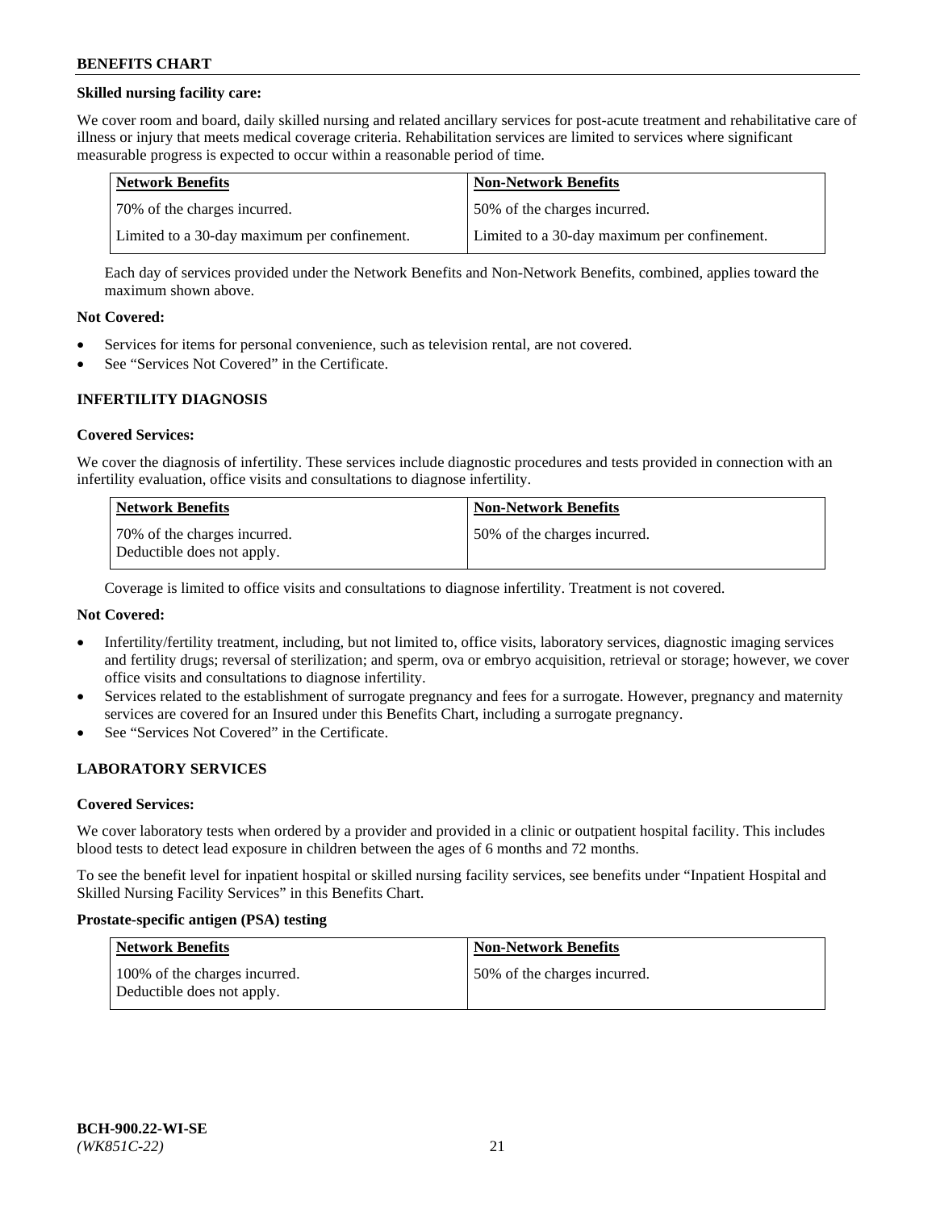**Skilled nursing facility care:**

We cover room and board, daily skilled nursing and related ancillary services for post-acute treatment and rehabilitative care of illness or injury that meets medical coverage criteria. Rehabilitation services are limited to services where significant measurable progress is expected to occur within a reasonable period of time.

| Network Benefits | Non-Network Benefits |
| --- | --- |
| 70% of the charges incurred. | 50% of the charges incurred. |
| Limited to a 30-day maximum per confinement. | Limited to a 30-day maximum per confinement. |

Each day of services provided under the Network Benefits and Non-Network Benefits, combined, applies toward the maximum shown above.

**Not Covered:**

- Services for items for personal convenience, such as television rental, are not covered.
- See "Services Not Covered" in the Certificate.

## INFERTILITY DIAGNOSIS

**Covered Services:**

We cover the diagnosis of infertility. These services include diagnostic procedures and tests provided in connection with an infertility evaluation, office visits and consultations to diagnose infertility.

| Network Benefits | Non-Network Benefits |
| --- | --- |
| 70% of the charges incurred. Deductible does not apply. | 50% of the charges incurred. |

Coverage is limited to office visits and consultations to diagnose infertility. Treatment is not covered.

**Not Covered:**

- Infertility/fertility treatment, including, but not limited to, office visits, laboratory services, diagnostic imaging services and fertility drugs; reversal of sterilization; and sperm, ova or embryo acquisition, retrieval or storage; however, we cover office visits and consultations to diagnose infertility.
- Services related to the establishment of surrogate pregnancy and fees for a surrogate. However, pregnancy and maternity services are covered for an Insured under this Benefits Chart, including a surrogate pregnancy.
- See "Services Not Covered" in the Certificate.

## LABORATORY SERVICES

**Covered Services:**

We cover laboratory tests when ordered by a provider and provided in a clinic or outpatient hospital facility. This includes blood tests to detect lead exposure in children between the ages of 6 months and 72 months.

To see the benefit level for inpatient hospital or skilled nursing facility services, see benefits under "Inpatient Hospital and Skilled Nursing Facility Services" in this Benefits Chart.

**Prostate-specific antigen (PSA) testing**

| Network Benefits | Non-Network Benefits |
| --- | --- |
| 100% of the charges incurred. Deductible does not apply. | 50% of the charges incurred. |

**BCH-900.22-WI-SE**
*(WK851C-22)*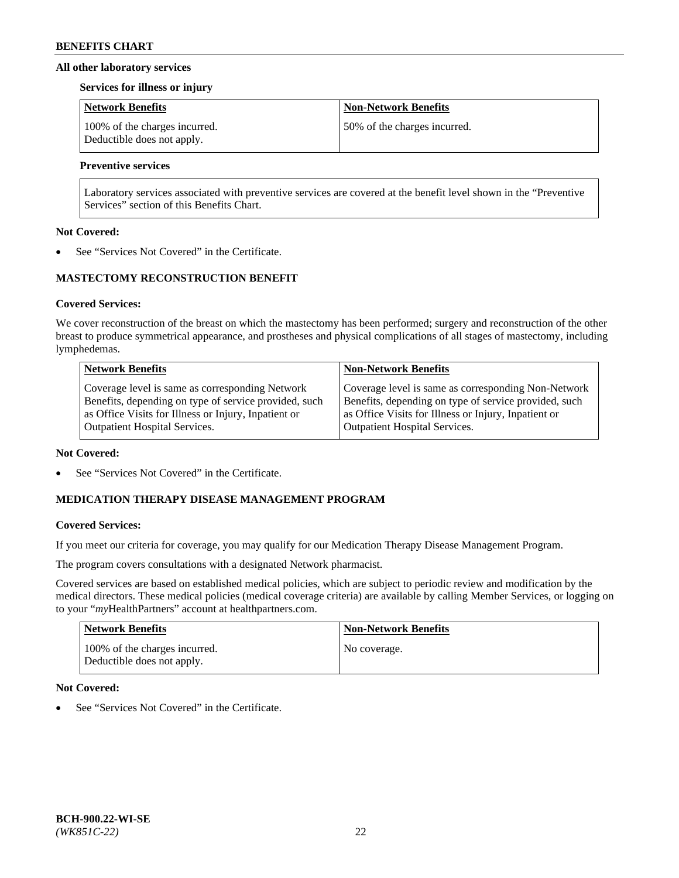### All other laboratory services

#### Services for illness or injury

| Network Benefits | Non-Network Benefits |
|---|---|
| 100% of the charges incurred. Deductible does not apply. | 50% of the charges incurred. |

#### Preventive services

| Laboratory services associated with preventive services are covered at the benefit level shown in the "Preventive Services" section of this Benefits Chart. |
|---|

**Not Covered:**

- See "Services Not Covered" in the Certificate.

## MASTECTOMY RECONSTRUCTION BENEFIT

**Covered Services:**

We cover reconstruction of the breast on which the mastectomy has been performed; surgery and reconstruction of the other breast to produce symmetrical appearance, and prostheses and physical complications of all stages of mastectomy, including lymphedemas.

| Network Benefits | Non-Network Benefits |
|---|---|
| Coverage level is same as corresponding Network Benefits, depending on type of service provided, such as Office Visits for Illness or Injury, Inpatient or Outpatient Hospital Services. | Coverage level is same as corresponding Non-Network Benefits, depending on type of service provided, such as Office Visits for Illness or Injury, Inpatient or Outpatient Hospital Services. |

**Not Covered:**

- See "Services Not Covered" in the Certificate.

## MEDICATION THERAPY DISEASE MANAGEMENT PROGRAM

**Covered Services:**

If you meet our criteria for coverage, you may qualify for our Medication Therapy Disease Management Program.

The program covers consultations with a designated Network pharmacist.

Covered services are based on established medical policies, which are subject to periodic review and modification by the medical directors. These medical policies (medical coverage criteria) are available by calling Member Services, or logging on to your "*my*HealthPartners" account at healthpartners.com.

| Network Benefits | Non-Network Benefits |
|---|---|
| 100% of the charges incurred. Deductible does not apply. | No coverage. |

**Not Covered:**

- See "Services Not Covered" in the Certificate.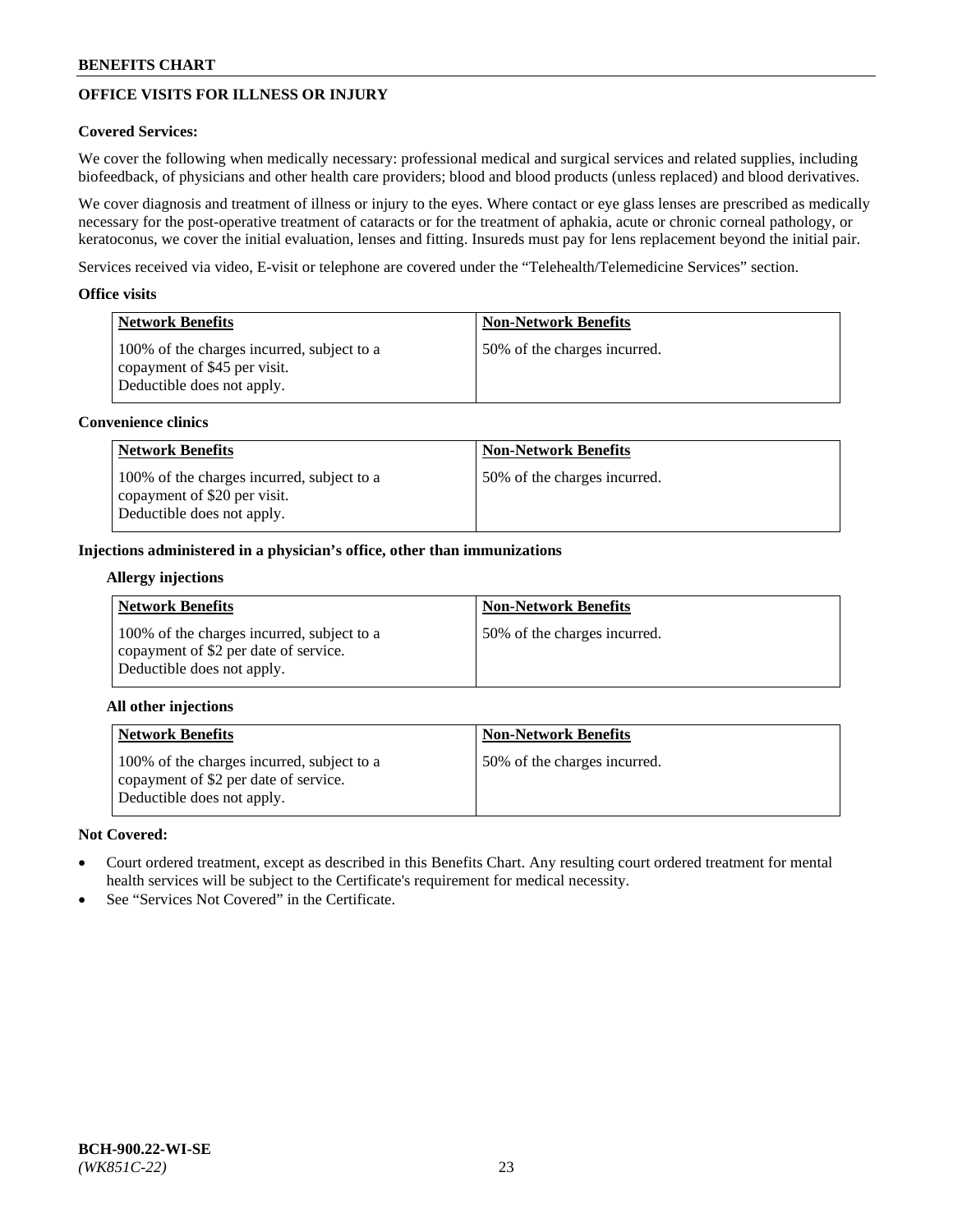## OFFICE VISITS FOR ILLNESS OR INJURY

**Covered Services:**

We cover the following when medically necessary: professional medical and surgical services and related supplies, including biofeedback, of physicians and other health care providers; blood and blood products (unless replaced) and blood derivatives.

We cover diagnosis and treatment of illness or injury to the eyes. Where contact or eye glass lenses are prescribed as medically necessary for the post-operative treatment of cataracts or for the treatment of aphakia, acute or chronic corneal pathology, or keratoconus, we cover the initial evaluation, lenses and fitting. Insureds must pay for lens replacement beyond the initial pair.

Services received via video, E-visit or telephone are covered under the "Telehealth/Telemedicine Services" section.

**Office visits**

| Network Benefits | Non-Network Benefits |
| --- | --- |
| 100% of the charges incurred, subject to a copayment of $45 per visit. Deductible does not apply. | 50% of the charges incurred. |

**Convenience clinics**

| Network Benefits | Non-Network Benefits |
| --- | --- |
| 100% of the charges incurred, subject to a copayment of $20 per visit. Deductible does not apply. | 50% of the charges incurred. |

**Injections administered in a physician's office, other than immunizations**

**Allergy injections**

| Network Benefits | Non-Network Benefits |
| --- | --- |
| 100% of the charges incurred, subject to a copayment of $2 per date of service. Deductible does not apply. | 50% of the charges incurred. |

**All other injections**

| Network Benefits | Non-Network Benefits |
| --- | --- |
| 100% of the charges incurred, subject to a copayment of $2 per date of service. Deductible does not apply. | 50% of the charges incurred. |

**Not Covered:**

- Court ordered treatment, except as described in this Benefits Chart. Any resulting court ordered treatment for mental health services will be subject to the Certificate's requirement for medical necessity.
- See "Services Not Covered" in the Certificate.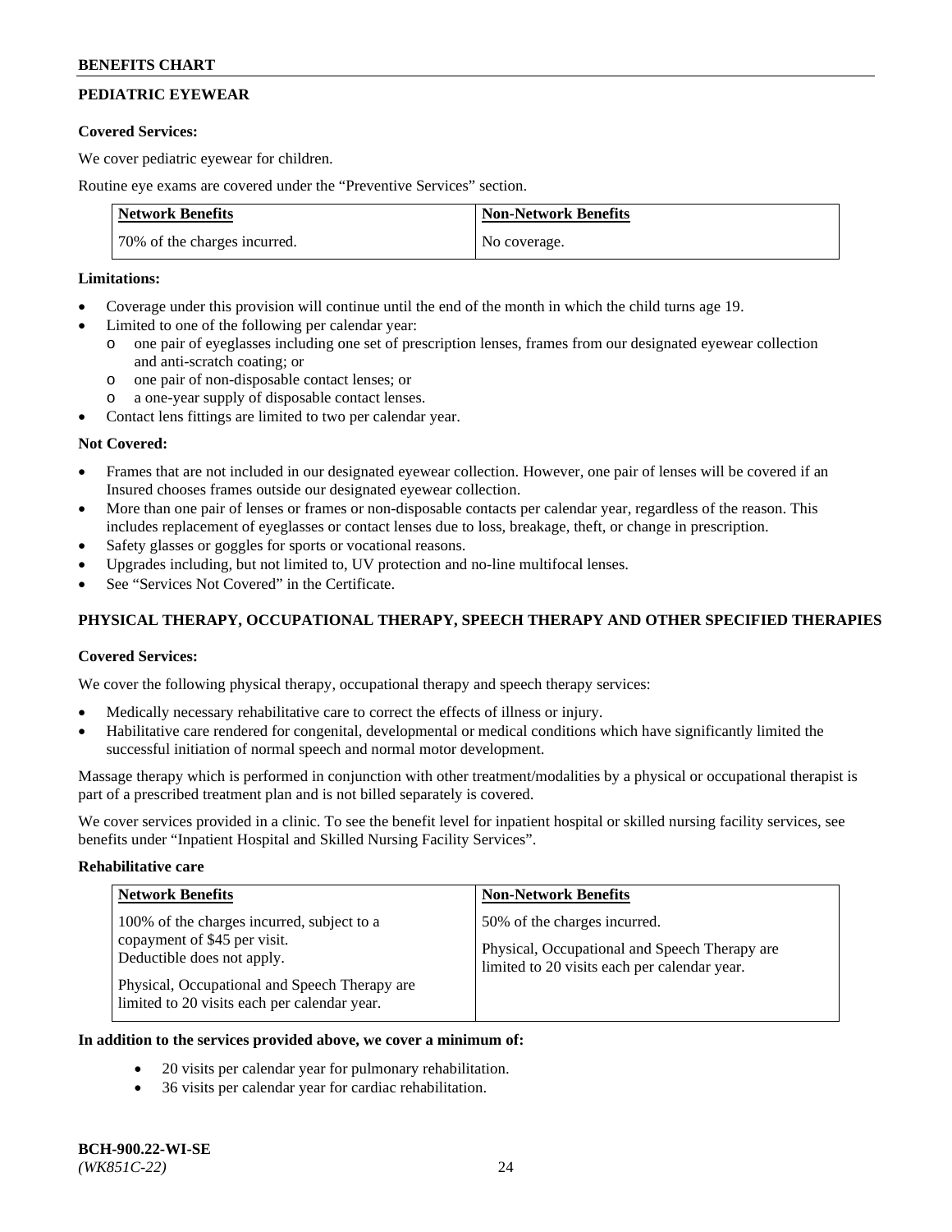## PEDIATRIC EYEWEAR

**Covered Services:**

We cover pediatric eyewear for children.

Routine eye exams are covered under the "Preventive Services" section.

| Network Benefits | Non-Network Benefits |
|---|---|
| 70% of the charges incurred. | No coverage. |

**Limitations:**

- Coverage under this provision will continue until the end of the month in which the child turns age 19.
- Limited to one of the following per calendar year:
  - o one pair of eyeglasses including one set of prescription lenses, frames from our designated eyewear collection and anti-scratch coating; or
  - o one pair of non-disposable contact lenses; or
  - o a one-year supply of disposable contact lenses.
- Contact lens fittings are limited to two per calendar year.

**Not Covered:**

- Frames that are not included in our designated eyewear collection. However, one pair of lenses will be covered if an Insured chooses frames outside our designated eyewear collection.
- More than one pair of lenses or frames or non-disposable contacts per calendar year, regardless of the reason. This includes replacement of eyeglasses or contact lenses due to loss, breakage, theft, or change in prescription.
- Safety glasses or goggles for sports or vocational reasons.
- Upgrades including, but not limited to, UV protection and no-line multifocal lenses.
- See "Services Not Covered" in the Certificate.

## PHYSICAL THERAPY, OCCUPATIONAL THERAPY, SPEECH THERAPY AND OTHER SPECIFIED THERAPIES

**Covered Services:**

We cover the following physical therapy, occupational therapy and speech therapy services:

- Medically necessary rehabilitative care to correct the effects of illness or injury.
- Habilitative care rendered for congenital, developmental or medical conditions which have significantly limited the successful initiation of normal speech and normal motor development.

Massage therapy which is performed in conjunction with other treatment/modalities by a physical or occupational therapist is part of a prescribed treatment plan and is not billed separately is covered.

We cover services provided in a clinic. To see the benefit level for inpatient hospital or skilled nursing facility services, see benefits under "Inpatient Hospital and Skilled Nursing Facility Services".

**Rehabilitative care**

| Network Benefits | Non-Network Benefits |
|---|---|
| 100% of the charges incurred, subject to a copayment of $45 per visit. Deductible does not apply.<br><br>Physical, Occupational and Speech Therapy are limited to 20 visits each per calendar year. | 50% of the charges incurred.<br><br>Physical, Occupational and Speech Therapy are limited to 20 visits each per calendar year. |

**In addition to the services provided above, we cover a minimum of:**

- 20 visits per calendar year for pulmonary rehabilitation.
- 36 visits per calendar year for cardiac rehabilitation.

BCH-900.22-WI-SE
*(WK851C-22)*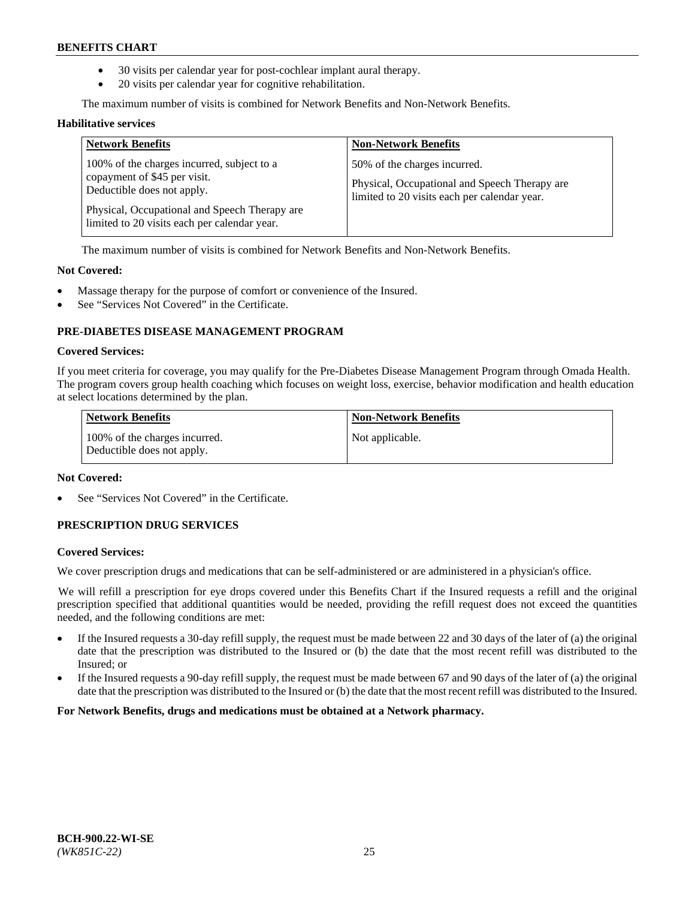- 30 visits per calendar year for post-cochlear implant aural therapy.
- 20 visits per calendar year for cognitive rehabilitation.

The maximum number of visits is combined for Network Benefits and Non-Network Benefits.

**Habilitative services**

| Network Benefits | Non-Network Benefits |
| --- | --- |
| 100% of the charges incurred, subject to a copayment of $45 per visit. Deductible does not apply. Physical, Occupational and Speech Therapy are limited to 20 visits each per calendar year. | 50% of the charges incurred. Physical, Occupational and Speech Therapy are limited to 20 visits each per calendar year. |

The maximum number of visits is combined for Network Benefits and Non-Network Benefits.

**Not Covered:**

- Massage therapy for the purpose of comfort or convenience of the Insured.
- See "Services Not Covered" in the Certificate.

## PRE-DIABETES DISEASE MANAGEMENT PROGRAM

**Covered Services:**

If you meet criteria for coverage, you may qualify for the Pre-Diabetes Disease Management Program through Omada Health. The program covers group health coaching which focuses on weight loss, exercise, behavior modification and health education at select locations determined by the plan.

| Network Benefits | Non-Network Benefits |
| --- | --- |
| 100% of the charges incurred. Deductible does not apply. | Not applicable. |

**Not Covered:**

- See "Services Not Covered" in the Certificate.

## PRESCRIPTION DRUG SERVICES

**Covered Services:**

We cover prescription drugs and medications that can be self-administered or are administered in a physician's office.

We will refill a prescription for eye drops covered under this Benefits Chart if the Insured requests a refill and the original prescription specified that additional quantities would be needed, providing the refill request does not exceed the quantities needed, and the following conditions are met:

- If the Insured requests a 30-day refill supply, the request must be made between 22 and 30 days of the later of (a) the original date that the prescription was distributed to the Insured or (b) the date that the most recent refill was distributed to the Insured; or
- If the Insured requests a 90-day refill supply, the request must be made between 67 and 90 days of the later of (a) the original date that the prescription was distributed to the Insured or (b) the date that the most recent refill was distributed to the Insured.

**For Network Benefits, drugs and medications must be obtained at a Network pharmacy.**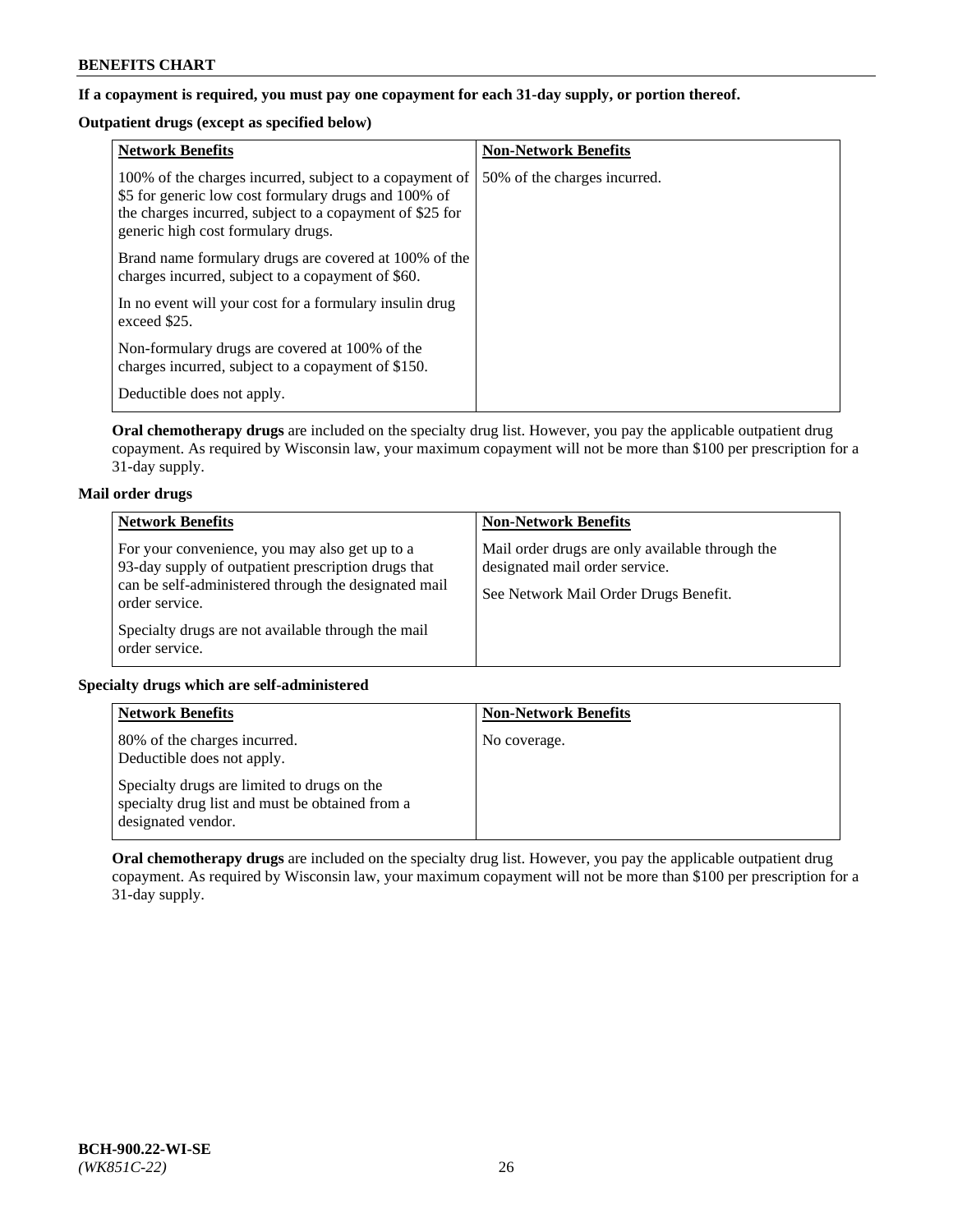**If a copayment is required, you must pay one copayment for each 31-day supply, or portion thereof.**

**Outpatient drugs (except as specified below)**

| Network Benefits | Non-Network Benefits |
| --- | --- |
| 100% of the charges incurred, subject to a copayment of \$5 for generic low cost formulary drugs and 100% of the charges incurred, subject to a copayment of \$25 for generic high cost formulary drugs.<br><br>Brand name formulary drugs are covered at 100% of the charges incurred, subject to a copayment of \$60.<br><br>In no event will your cost for a formulary insulin drug exceed \$25.<br><br>Non-formulary drugs are covered at 100% of the charges incurred, subject to a copayment of \$150.<br><br>Deductible does not apply. | 50% of the charges incurred. |

**Oral chemotherapy drugs** are included on the specialty drug list. However, you pay the applicable outpatient drug copayment. As required by Wisconsin law, your maximum copayment will not be more than \$100 per prescription for a 31-day supply.

**Mail order drugs**

| Network Benefits | Non-Network Benefits |
| --- | --- |
| For your convenience, you may also get up to a 93-day supply of outpatient prescription drugs that can be self-administered through the designated mail order service.<br><br>Specialty drugs are not available through the mail order service. | Mail order drugs are only available through the designated mail order service.<br><br>See Network Mail Order Drugs Benefit. |

**Specialty drugs which are self-administered**

| Network Benefits | Non-Network Benefits |
| --- | --- |
| 80% of the charges incurred.<br>Deductible does not apply.<br><br>Specialty drugs are limited to drugs on the specialty drug list and must be obtained from a designated vendor. | No coverage. |

**Oral chemotherapy drugs** are included on the specialty drug list. However, you pay the applicable outpatient drug copayment. As required by Wisconsin law, your maximum copayment will not be more than \$100 per prescription for a 31-day supply.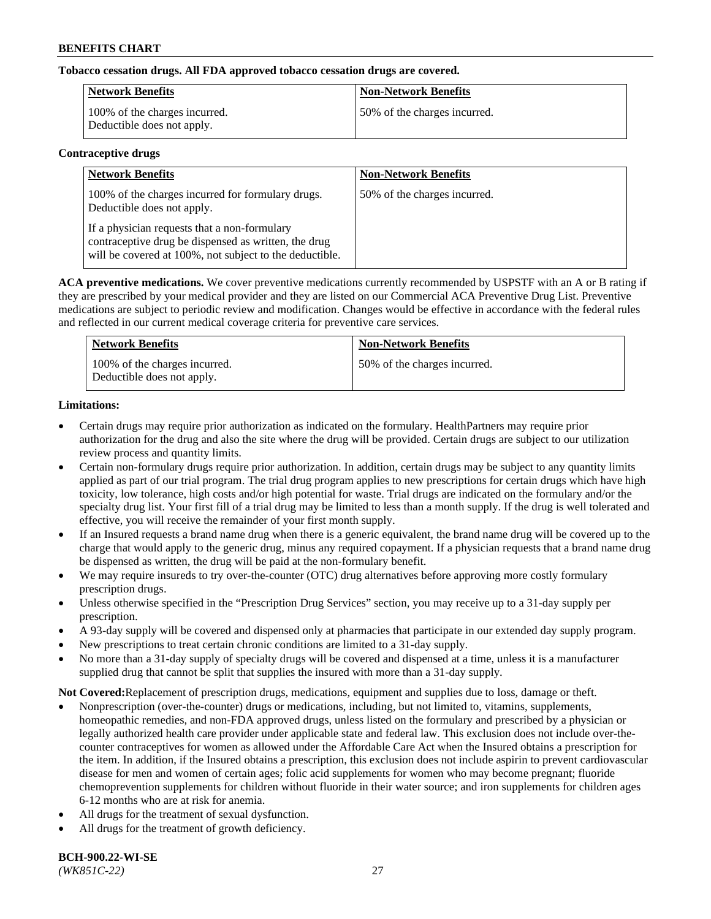**Tobacco cessation drugs. All FDA approved tobacco cessation drugs are covered.**

| Network Benefits | Non-Network Benefits |
|---|---|
| 100% of the charges incurred. Deductible does not apply. | 50% of the charges incurred. |

**Contraceptive drugs**

| Network Benefits | Non-Network Benefits |
|---|---|
| 100% of the charges incurred for formulary drugs. Deductible does not apply.<br><br>If a physician requests that a non-formulary contraceptive drug be dispensed as written, the drug will be covered at 100%, not subject to the deductible. | 50% of the charges incurred. |

**ACA preventive medications.** We cover preventive medications currently recommended by USPSTF with an A or B rating if they are prescribed by your medical provider and they are listed on our Commercial ACA Preventive Drug List. Preventive medications are subject to periodic review and modification. Changes would be effective in accordance with the federal rules and reflected in our current medical coverage criteria for preventive care services.

| Network Benefits | Non-Network Benefits |
|---|---|
| 100% of the charges incurred. Deductible does not apply. | 50% of the charges incurred. |

**Limitations:**

- Certain drugs may require prior authorization as indicated on the formulary. HealthPartners may require prior authorization for the drug and also the site where the drug will be provided. Certain drugs are subject to our utilization review process and quantity limits.
- Certain non-formulary drugs require prior authorization. In addition, certain drugs may be subject to any quantity limits applied as part of our trial program. The trial drug program applies to new prescriptions for certain drugs which have high toxicity, low tolerance, high costs and/or high potential for waste. Trial drugs are indicated on the formulary and/or the specialty drug list. Your first fill of a trial drug may be limited to less than a month supply. If the drug is well tolerated and effective, you will receive the remainder of your first month supply.
- If an Insured requests a brand name drug when there is a generic equivalent, the brand name drug will be covered up to the charge that would apply to the generic drug, minus any required copayment. If a physician requests that a brand name drug be dispensed as written, the drug will be paid at the non-formulary benefit.
- We may require insureds to try over-the-counter (OTC) drug alternatives before approving more costly formulary prescription drugs.
- Unless otherwise specified in the "Prescription Drug Services" section, you may receive up to a 31-day supply per prescription.
- A 93-day supply will be covered and dispensed only at pharmacies that participate in our extended day supply program.
- New prescriptions to treat certain chronic conditions are limited to a 31-day supply.
- No more than a 31-day supply of specialty drugs will be covered and dispensed at a time, unless it is a manufacturer supplied drug that cannot be split that supplies the insured with more than a 31-day supply.

**Not Covered:**Replacement of prescription drugs, medications, equipment and supplies due to loss, damage or theft.

- Nonprescription (over-the-counter) drugs or medications, including, but not limited to, vitamins, supplements, homeopathic remedies, and non-FDA approved drugs, unless listed on the formulary and prescribed by a physician or legally authorized health care provider under applicable state and federal law. This exclusion does not include over-the-counter contraceptives for women as allowed under the Affordable Care Act when the Insured obtains a prescription for the item. In addition, if the Insured obtains a prescription, this exclusion does not include aspirin to prevent cardiovascular disease for men and women of certain ages; folic acid supplements for women who may become pregnant; fluoride chemoprevention supplements for children without fluoride in their water source; and iron supplements for children ages 6-12 months who are at risk for anemia.
- All drugs for the treatment of sexual dysfunction.
- All drugs for the treatment of growth deficiency.

**BCH-900.22-WI-SE**
*(WK851C-22)*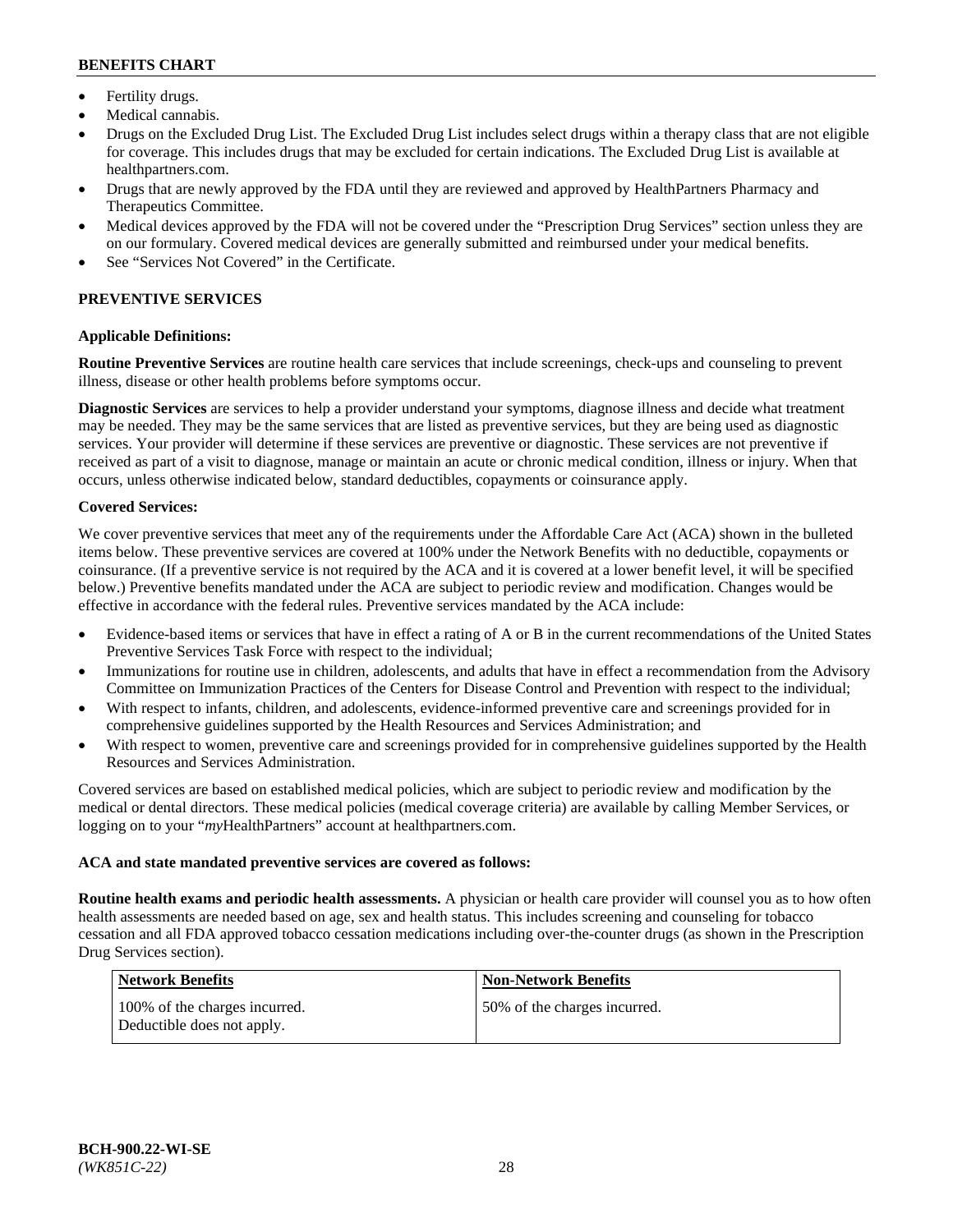- Fertility drugs.
- Medical cannabis.
- Drugs on the Excluded Drug List. The Excluded Drug List includes select drugs within a therapy class that are not eligible for coverage. This includes drugs that may be excluded for certain indications. The Excluded Drug List is available at healthpartners.com.
- Drugs that are newly approved by the FDA until they are reviewed and approved by HealthPartners Pharmacy and Therapeutics Committee.
- Medical devices approved by the FDA will not be covered under the "Prescription Drug Services" section unless they are on our formulary. Covered medical devices are generally submitted and reimbursed under your medical benefits.
- See "Services Not Covered" in the Certificate.

## PREVENTIVE SERVICES

### Applicable Definitions:

**Routine Preventive Services** are routine health care services that include screenings, check-ups and counseling to prevent illness, disease or other health problems before symptoms occur.

**Diagnostic Services** are services to help a provider understand your symptoms, diagnose illness and decide what treatment may be needed. They may be the same services that are listed as preventive services, but they are being used as diagnostic services. Your provider will determine if these services are preventive or diagnostic. These services are not preventive if received as part of a visit to diagnose, manage or maintain an acute or chronic medical condition, illness or injury. When that occurs, unless otherwise indicated below, standard deductibles, copayments or coinsurance apply.

### Covered Services:

We cover preventive services that meet any of the requirements under the Affordable Care Act (ACA) shown in the bulleted items below. These preventive services are covered at 100% under the Network Benefits with no deductible, copayments or coinsurance. (If a preventive service is not required by the ACA and it is covered at a lower benefit level, it will be specified below.) Preventive benefits mandated under the ACA are subject to periodic review and modification. Changes would be effective in accordance with the federal rules. Preventive services mandated by the ACA include:

- Evidence-based items or services that have in effect a rating of A or B in the current recommendations of the United States Preventive Services Task Force with respect to the individual;
- Immunizations for routine use in children, adolescents, and adults that have in effect a recommendation from the Advisory Committee on Immunization Practices of the Centers for Disease Control and Prevention with respect to the individual;
- With respect to infants, children, and adolescents, evidence-informed preventive care and screenings provided for in comprehensive guidelines supported by the Health Resources and Services Administration; and
- With respect to women, preventive care and screenings provided for in comprehensive guidelines supported by the Health Resources and Services Administration.

Covered services are based on established medical policies, which are subject to periodic review and modification by the medical or dental directors. These medical policies (medical coverage criteria) are available by calling Member Services, or logging on to your "*my*HealthPartners" account at healthpartners.com.

### ACA and state mandated preventive services are covered as follows:

**Routine health exams and periodic health assessments.** A physician or health care provider will counsel you as to how often health assessments are needed based on age, sex and health status. This includes screening and counseling for tobacco cessation and all FDA approved tobacco cessation medications including over-the-counter drugs (as shown in the Prescription Drug Services section).

| Network Benefits | Non-Network Benefits |
| --- | --- |
| 100% of the charges incurred. Deductible does not apply. | 50% of the charges incurred. |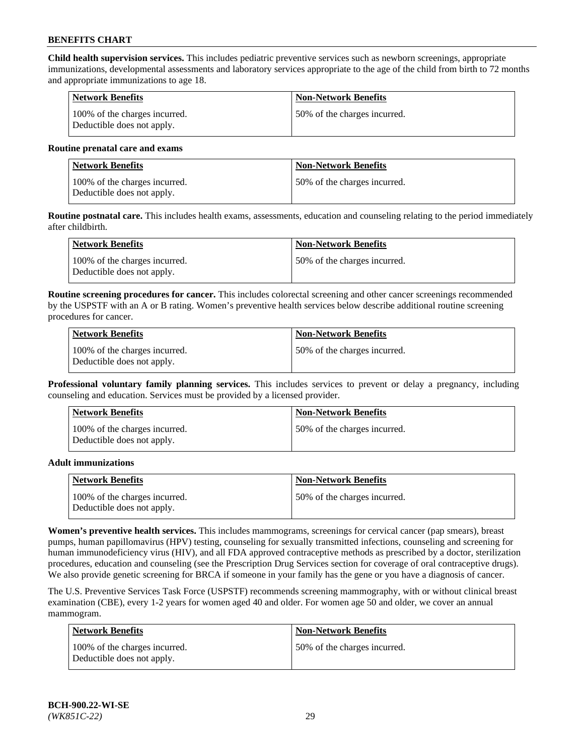**Child health supervision services.** This includes pediatric preventive services such as newborn screenings, appropriate immunizations, developmental assessments and laboratory services appropriate to the age of the child from birth to 72 months and appropriate immunizations to age 18.

| Network Benefits | Non-Network Benefits |
| --- | --- |
| 100% of the charges incurred. Deductible does not apply. | 50% of the charges incurred. |

**Routine prenatal care and exams**

| Network Benefits | Non-Network Benefits |
| --- | --- |
| 100% of the charges incurred. Deductible does not apply. | 50% of the charges incurred. |

**Routine postnatal care.** This includes health exams, assessments, education and counseling relating to the period immediately after childbirth.

| Network Benefits | Non-Network Benefits |
| --- | --- |
| 100% of the charges incurred. Deductible does not apply. | 50% of the charges incurred. |

**Routine screening procedures for cancer.** This includes colorectal screening and other cancer screenings recommended by the USPSTF with an A or B rating. Women's preventive health services below describe additional routine screening procedures for cancer.

| Network Benefits | Non-Network Benefits |
| --- | --- |
| 100% of the charges incurred. Deductible does not apply. | 50% of the charges incurred. |

**Professional voluntary family planning services.** This includes services to prevent or delay a pregnancy, including counseling and education. Services must be provided by a licensed provider.

| Network Benefits | Non-Network Benefits |
| --- | --- |
| 100% of the charges incurred. Deductible does not apply. | 50% of the charges incurred. |

**Adult immunizations**

| Network Benefits | Non-Network Benefits |
| --- | --- |
| 100% of the charges incurred. Deductible does not apply. | 50% of the charges incurred. |

**Women's preventive health services.** This includes mammograms, screenings for cervical cancer (pap smears), breast pumps, human papillomavirus (HPV) testing, counseling for sexually transmitted infections, counseling and screening for human immunodeficiency virus (HIV), and all FDA approved contraceptive methods as prescribed by a doctor, sterilization procedures, education and counseling (see the Prescription Drug Services section for coverage of oral contraceptive drugs). We also provide genetic screening for BRCA if someone in your family has the gene or you have a diagnosis of cancer.

The U.S. Preventive Services Task Force (USPSTF) recommends screening mammography, with or without clinical breast examination (CBE), every 1-2 years for women aged 40 and older. For women age 50 and older, we cover an annual mammogram.

| Network Benefits | Non-Network Benefits |
| --- | --- |
| 100% of the charges incurred. Deductible does not apply. | 50% of the charges incurred. |

**BCH-900.22-WI-SE**
*(WK851C-22)*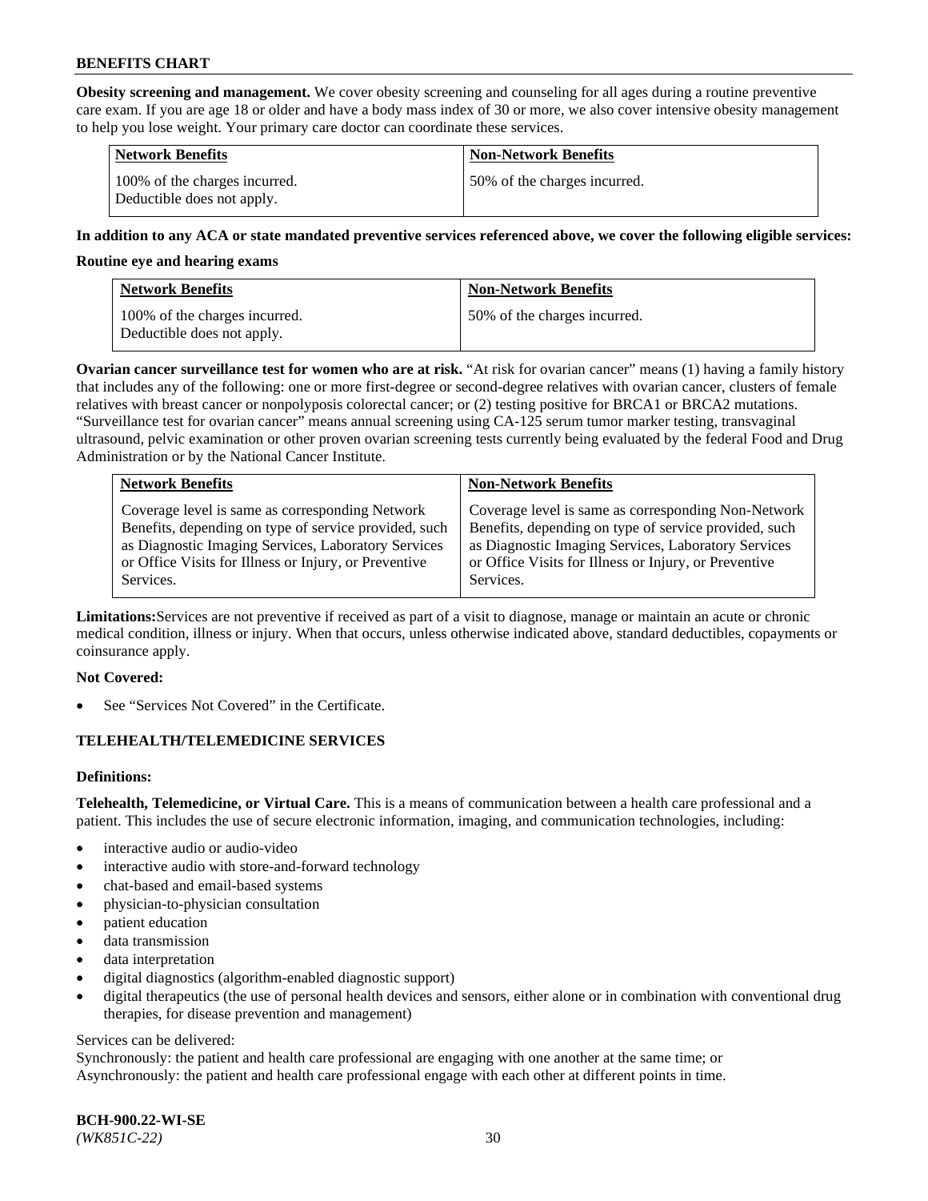**Obesity screening and management.** We cover obesity screening and counseling for all ages during a routine preventive care exam. If you are age 18 or older and have a body mass index of 30 or more, we also cover intensive obesity management to help you lose weight. Your primary care doctor can coordinate these services.

| Network Benefits | Non-Network Benefits |
| --- | --- |
| 100% of the charges incurred. Deductible does not apply. | 50% of the charges incurred. |

**In addition to any ACA or state mandated preventive services referenced above, we cover the following eligible services:**

**Routine eye and hearing exams**

| Network Benefits | Non-Network Benefits |
| --- | --- |
| 100% of the charges incurred. Deductible does not apply. | 50% of the charges incurred. |

**Ovarian cancer surveillance test for women who are at risk.** "At risk for ovarian cancer" means (1) having a family history that includes any of the following: one or more first-degree or second-degree relatives with ovarian cancer, clusters of female relatives with breast cancer or nonpolyposis colorectal cancer; or (2) testing positive for BRCA1 or BRCA2 mutations. "Surveillance test for ovarian cancer" means annual screening using CA-125 serum tumor marker testing, transvaginal ultrasound, pelvic examination or other proven ovarian screening tests currently being evaluated by the federal Food and Drug Administration or by the National Cancer Institute.

| Network Benefits | Non-Network Benefits |
| --- | --- |
| Coverage level is same as corresponding Network Benefits, depending on type of service provided, such as Diagnostic Imaging Services, Laboratory Services or Office Visits for Illness or Injury, or Preventive Services. | Coverage level is same as corresponding Non-Network Benefits, depending on type of service provided, such as Diagnostic Imaging Services, Laboratory Services or Office Visits for Illness or Injury, or Preventive Services. |

**Limitations:** Services are not preventive if received as part of a visit to diagnose, manage or maintain an acute or chronic medical condition, illness or injury. When that occurs, unless otherwise indicated above, standard deductibles, copayments or coinsurance apply.

**Not Covered:**

- See "Services Not Covered" in the Certificate.

## TELEHEALTH/TELEMEDICINE SERVICES

**Definitions:**

**Telehealth, Telemedicine, or Virtual Care.** This is a means of communication between a health care professional and a patient. This includes the use of secure electronic information, imaging, and communication technologies, including:

- interactive audio or audio-video
- interactive audio with store-and-forward technology
- chat-based and email-based systems
- physician-to-physician consultation
- patient education
- data transmission
- data interpretation
- digital diagnostics (algorithm-enabled diagnostic support)
- digital therapeutics (the use of personal health devices and sensors, either alone or in combination with conventional drug therapies, for disease prevention and management)

Services can be delivered:
Synchronously: the patient and health care professional are engaging with one another at the same time; or
Asynchronously: the patient and health care professional engage with each other at different points in time.

**BCH-900.22-WI-SE**
*(WK851C-22)*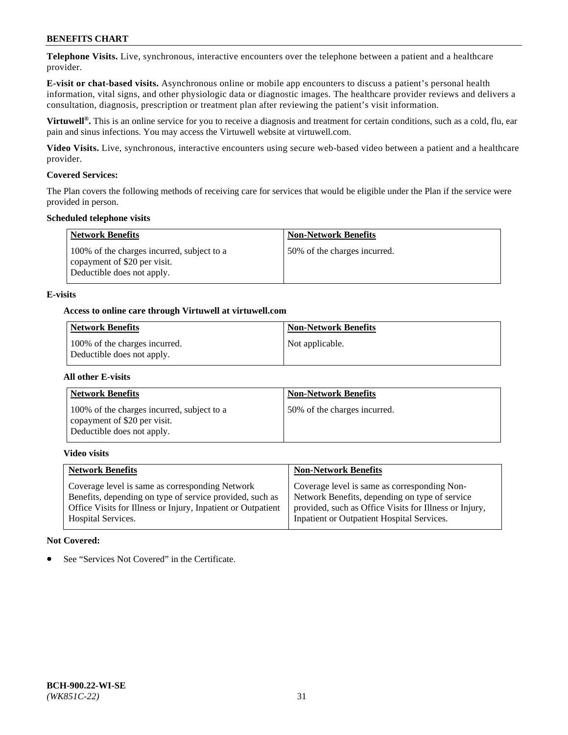**Telephone Visits.** Live, synchronous, interactive encounters over the telephone between a patient and a healthcare provider.

**E-visit or chat-based visits.** Asynchronous online or mobile app encounters to discuss a patient's personal health information, vital signs, and other physiologic data or diagnostic images. The healthcare provider reviews and delivers a consultation, diagnosis, prescription or treatment plan after reviewing the patient's visit information.

**Virtuwell®.** This is an online service for you to receive a diagnosis and treatment for certain conditions, such as a cold, flu, ear pain and sinus infections. You may access the Virtuwell website at virtuwell.com.

**Video Visits.** Live, synchronous, interactive encounters using secure web-based video between a patient and a healthcare provider.

**Covered Services:**

The Plan covers the following methods of receiving care for services that would be eligible under the Plan if the service were provided in person.

**Scheduled telephone visits**

| Network Benefits | Non-Network Benefits |
|---|---|
| 100% of the charges incurred, subject to a copayment of $20 per visit. Deductible does not apply. | 50% of the charges incurred. |

**E-visits**

**Access to online care through Virtuwell at virtuwell.com**

| Network Benefits | Non-Network Benefits |
|---|---|
| 100% of the charges incurred. Deductible does not apply. | Not applicable. |

**All other E-visits**

| Network Benefits | Non-Network Benefits |
|---|---|
| 100% of the charges incurred, subject to a copayment of $20 per visit. Deductible does not apply. | 50% of the charges incurred. |

**Video visits**

| Network Benefits | Non-Network Benefits |
|---|---|
| Coverage level is same as corresponding Network Benefits, depending on type of service provided, such as Office Visits for Illness or Injury, Inpatient or Outpatient Hospital Services. | Coverage level is same as corresponding Non-Network Benefits, depending on type of service provided, such as Office Visits for Illness or Injury, Inpatient or Outpatient Hospital Services. |

**Not Covered:**

- See "Services Not Covered" in the Certificate.

**BCH-900.22-WI-SE**
*(WK851C-22)*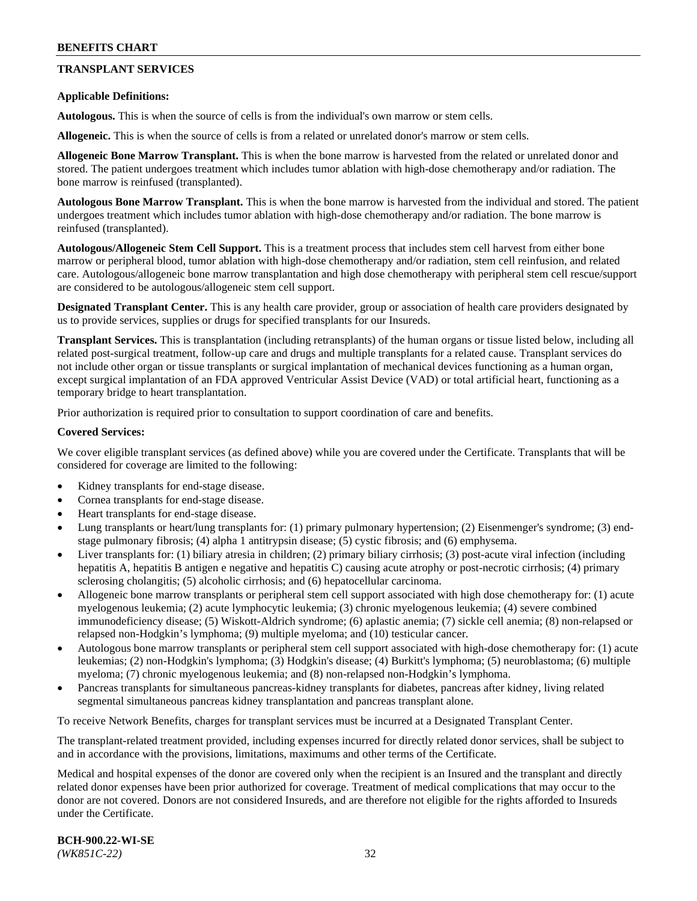## TRANSPLANT SERVICES

**Applicable Definitions:**

**Autologous.** This is when the source of cells is from the individual's own marrow or stem cells.

**Allogeneic.** This is when the source of cells is from a related or unrelated donor's marrow or stem cells.

**Allogeneic Bone Marrow Transplant.** This is when the bone marrow is harvested from the related or unrelated donor and stored. The patient undergoes treatment which includes tumor ablation with high-dose chemotherapy and/or radiation. The bone marrow is reinfused (transplanted).

**Autologous Bone Marrow Transplant.** This is when the bone marrow is harvested from the individual and stored. The patient undergoes treatment which includes tumor ablation with high-dose chemotherapy and/or radiation. The bone marrow is reinfused (transplanted).

**Autologous/Allogeneic Stem Cell Support.** This is a treatment process that includes stem cell harvest from either bone marrow or peripheral blood, tumor ablation with high-dose chemotherapy and/or radiation, stem cell reinfusion, and related care. Autologous/allogeneic bone marrow transplantation and high dose chemotherapy with peripheral stem cell rescue/support are considered to be autologous/allogeneic stem cell support.

**Designated Transplant Center.** This is any health care provider, group or association of health care providers designated by us to provide services, supplies or drugs for specified transplants for our Insureds.

**Transplant Services.** This is transplantation (including retransplants) of the human organs or tissue listed below, including all related post-surgical treatment, follow-up care and drugs and multiple transplants for a related cause. Transplant services do not include other organ or tissue transplants or surgical implantation of mechanical devices functioning as a human organ, except surgical implantation of an FDA approved Ventricular Assist Device (VAD) or total artificial heart, functioning as a temporary bridge to heart transplantation.

Prior authorization is required prior to consultation to support coordination of care and benefits.

**Covered Services:**

We cover eligible transplant services (as defined above) while you are covered under the Certificate. Transplants that will be considered for coverage are limited to the following:

- Kidney transplants for end-stage disease.
- Cornea transplants for end-stage disease.
- Heart transplants for end-stage disease.
- Lung transplants or heart/lung transplants for: (1) primary pulmonary hypertension; (2) Eisenmenger's syndrome; (3) end-stage pulmonary fibrosis; (4) alpha 1 antitrypsin disease; (5) cystic fibrosis; and (6) emphysema.
- Liver transplants for: (1) biliary atresia in children; (2) primary biliary cirrhosis; (3) post-acute viral infection (including hepatitis A, hepatitis B antigen e negative and hepatitis C) causing acute atrophy or post-necrotic cirrhosis; (4) primary sclerosing cholangitis; (5) alcoholic cirrhosis; and (6) hepatocellular carcinoma.
- Allogeneic bone marrow transplants or peripheral stem cell support associated with high dose chemotherapy for: (1) acute myelogenous leukemia; (2) acute lymphocytic leukemia; (3) chronic myelogenous leukemia; (4) severe combined immunodeficiency disease; (5) Wiskott-Aldrich syndrome; (6) aplastic anemia; (7) sickle cell anemia; (8) non-relapsed or relapsed non-Hodgkin's lymphoma; (9) multiple myeloma; and (10) testicular cancer.
- Autologous bone marrow transplants or peripheral stem cell support associated with high-dose chemotherapy for: (1) acute leukemias; (2) non-Hodgkin's lymphoma; (3) Hodgkin's disease; (4) Burkitt's lymphoma; (5) neuroblastoma; (6) multiple myeloma; (7) chronic myelogenous leukemia; and (8) non-relapsed non-Hodgkin's lymphoma.
- Pancreas transplants for simultaneous pancreas-kidney transplants for diabetes, pancreas after kidney, living related segmental simultaneous pancreas kidney transplantation and pancreas transplant alone.

To receive Network Benefits, charges for transplant services must be incurred at a Designated Transplant Center.

The transplant-related treatment provided, including expenses incurred for directly related donor services, shall be subject to and in accordance with the provisions, limitations, maximums and other terms of the Certificate.

Medical and hospital expenses of the donor are covered only when the recipient is an Insured and the transplant and directly related donor expenses have been prior authorized for coverage. Treatment of medical complications that may occur to the donor are not covered. Donors are not considered Insureds, and are therefore not eligible for the rights afforded to Insureds under the Certificate.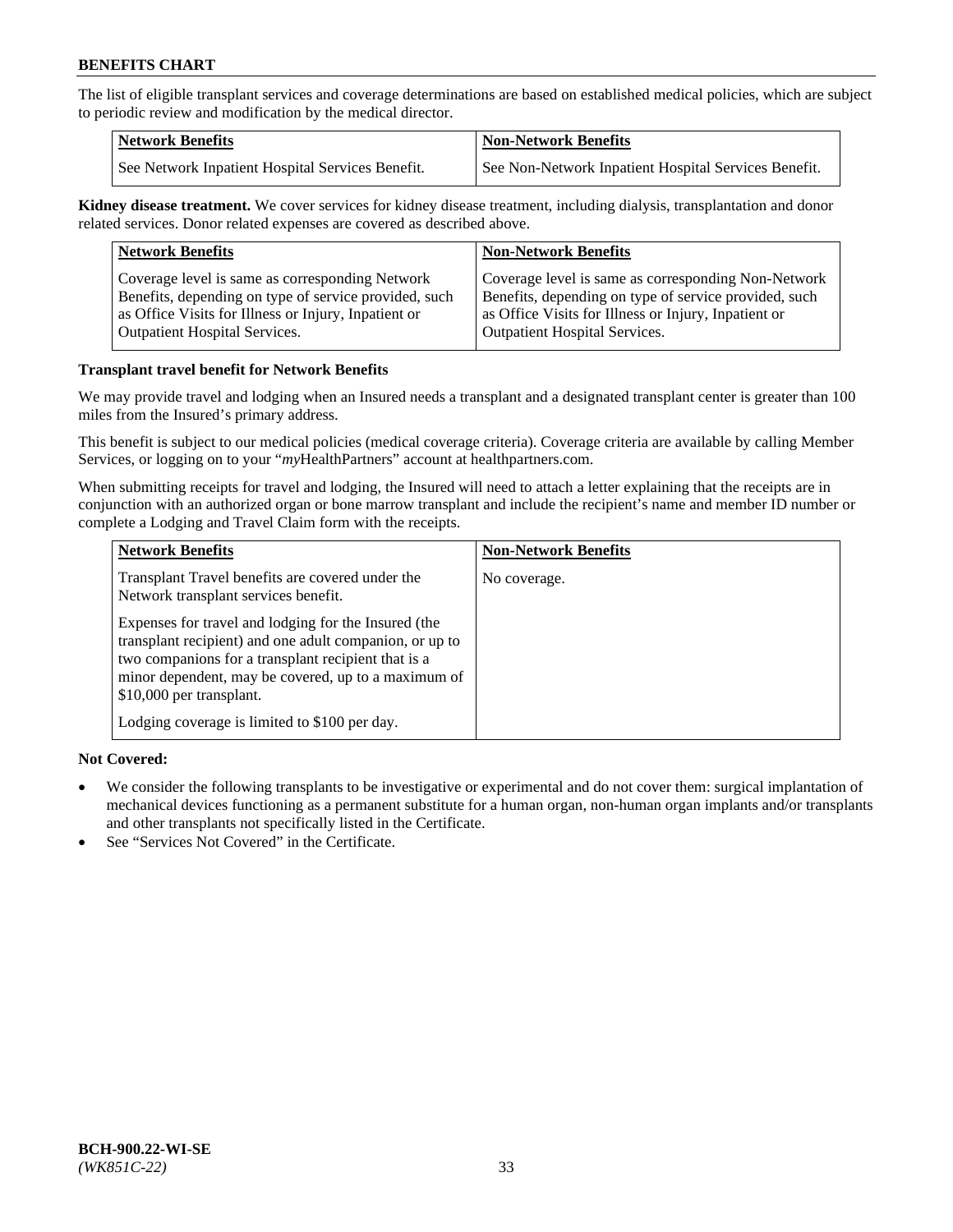The list of eligible transplant services and coverage determinations are based on established medical policies, which are subject to periodic review and modification by the medical director.

| Network Benefits | Non-Network Benefits |
| --- | --- |
| See Network Inpatient Hospital Services Benefit. | See Non-Network Inpatient Hospital Services Benefit. |

**Kidney disease treatment.** We cover services for kidney disease treatment, including dialysis, transplantation and donor related services. Donor related expenses are covered as described above.

| Network Benefits | Non-Network Benefits |
| --- | --- |
| Coverage level is same as corresponding Network Benefits, depending on type of service provided, such as Office Visits for Illness or Injury, Inpatient or Outpatient Hospital Services. | Coverage level is same as corresponding Non-Network Benefits, depending on type of service provided, such as Office Visits for Illness or Injury, Inpatient or Outpatient Hospital Services. |

**Transplant travel benefit for Network Benefits**

We may provide travel and lodging when an Insured needs a transplant and a designated transplant center is greater than 100 miles from the Insured's primary address.

This benefit is subject to our medical policies (medical coverage criteria). Coverage criteria are available by calling Member Services, or logging on to your "*my*HealthPartners" account at healthpartners.com.

When submitting receipts for travel and lodging, the Insured will need to attach a letter explaining that the receipts are in conjunction with an authorized organ or bone marrow transplant and include the recipient's name and member ID number or complete a Lodging and Travel Claim form with the receipts.

| Network Benefits | Non-Network Benefits |
| --- | --- |
| Transplant Travel benefits are covered under the Network transplant services benefit.<br><br>Expenses for travel and lodging for the Insured (the transplant recipient) and one adult companion, or up to two companions for a transplant recipient that is a minor dependent, may be covered, up to a maximum of $10,000 per transplant.<br><br>Lodging coverage is limited to $100 per day. | No coverage. |

**Not Covered:**

- We consider the following transplants to be investigative or experimental and do not cover them: surgical implantation of mechanical devices functioning as a permanent substitute for a human organ, non-human organ implants and/or transplants and other transplants not specifically listed in the Certificate.
- See "Services Not Covered" in the Certificate.